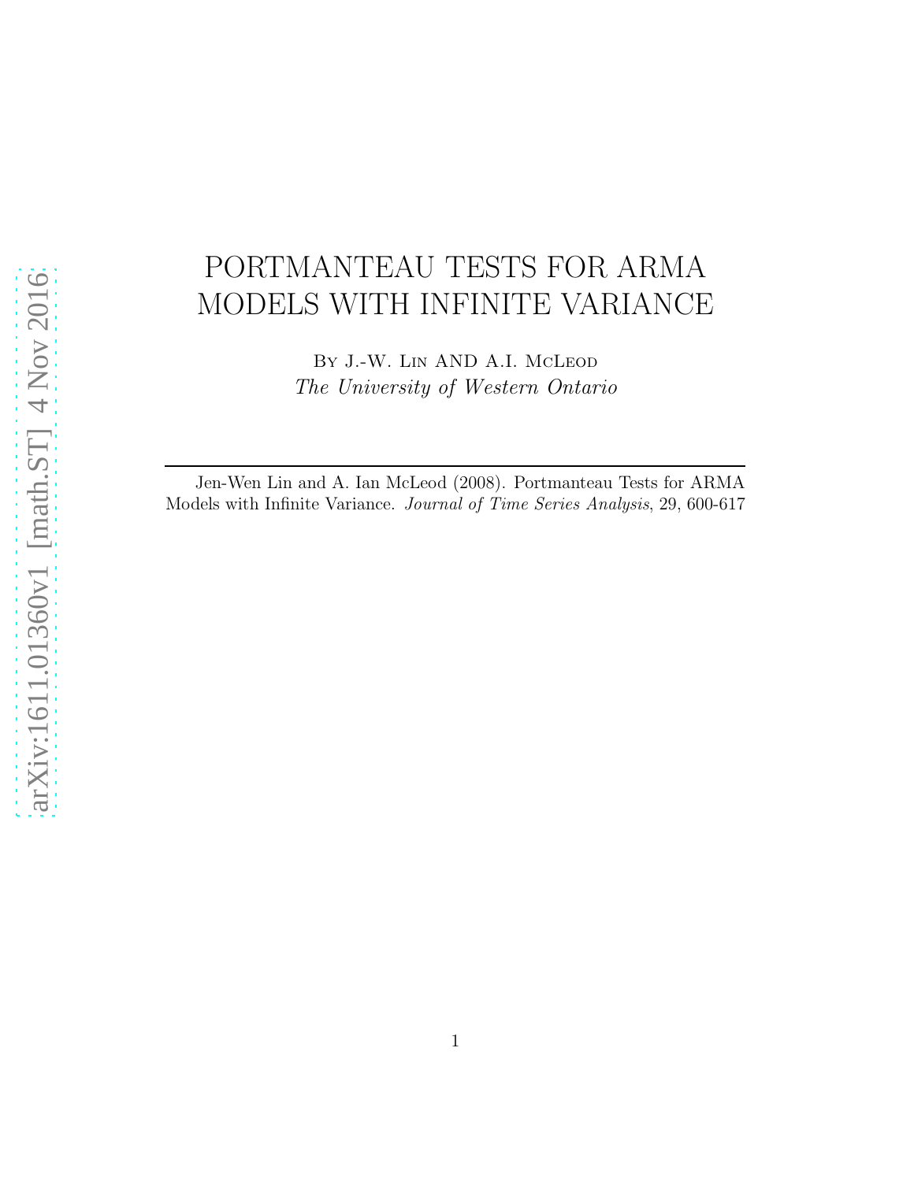# PORTMANTEAU TESTS FOR ARMA MODELS WITH INFINITE VARIANCE

By J.-W. Lin AND A.I. McLeod

*The University of Western Ontario*

---

Jen-Wen Lin and A. Ian McLeod (2008). Portmanteau Tests for ARMA Models with Infinite Variance. *Journal of Time Series Analysis*, 29, 600-617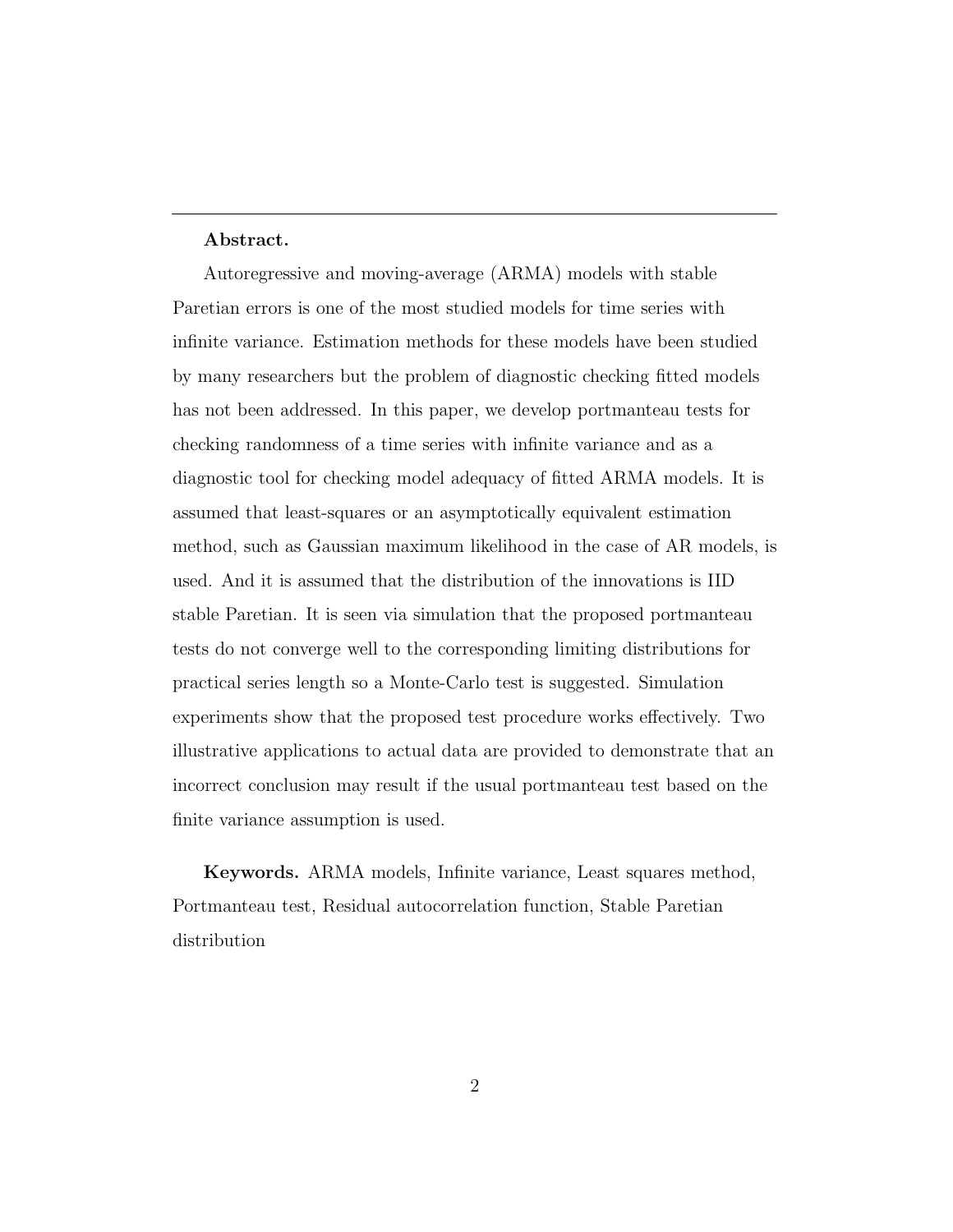**Abstract.**

Autoregressive and moving-average (ARMA) models with stable Paretian errors is one of the most studied models for time series with infinite variance. Estimation methods for these models have been studied by many researchers but the problem of diagnostic checking fitted models has not been addressed. In this paper, we develop portmanteau tests for checking randomness of a time series with infinite variance and as a diagnostic tool for checking model adequacy of fitted ARMA models. It is assumed that least-squares or an asymptotically equivalent estimation method, such as Gaussian maximum likelihood in the case of AR models, is used. And it is assumed that the distribution of the innovations is IID stable Paretian. It is seen via simulation that the proposed portmanteau tests do not converge well to the corresponding limiting distributions for practical series length so a Monte-Carlo test is suggested. Simulation experiments show that the proposed test procedure works effectively. Two illustrative applications to actual data are provided to demonstrate that an incorrect conclusion may result if the usual portmanteau test based on the finite variance assumption is used.

**Keywords.** ARMA models, Infinite variance, Least squares method, Portmanteau test, Residual autocorrelation function, Stable Paretian distribution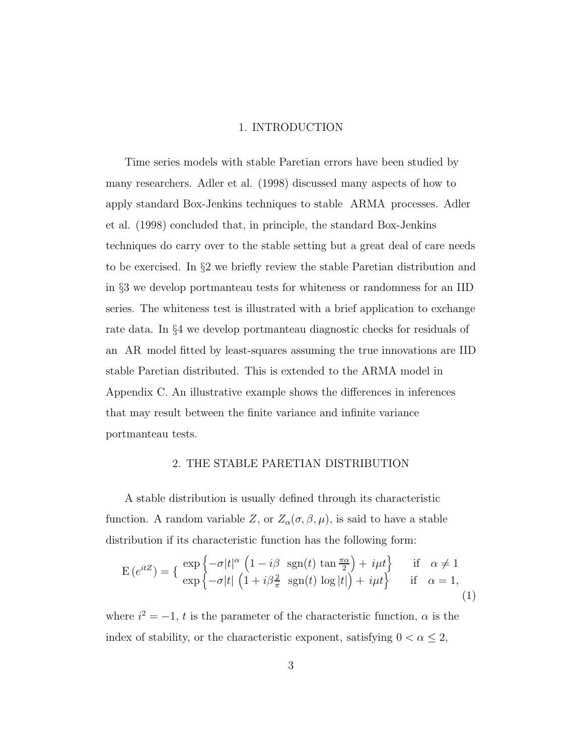## 1. INTRODUCTION

Time series models with stable Paretian errors have been studied by many researchers. Adler et al. (1998) discussed many aspects of how to apply standard Box-Jenkins techniques to stable ARMA processes. Adler et al. (1998) concluded that, in principle, the standard Box-Jenkins techniques do carry over to the stable setting but a great deal of care needs to be exercised. In §2 we briefly review the stable Paretian distribution and in §3 we develop portmanteau tests for whiteness or randomness for an IID series. The whiteness test is illustrated with a brief application to exchange rate data. In §4 we develop portmanteau diagnostic checks for residuals of an AR model fitted by least-squares assuming the true innovations are IID stable Paretian distributed. This is extended to the ARMA model in Appendix C. An illustrative example shows the differences in inferences that may result between the finite variance and infinite variance portmanteau tests.

## 2. THE STABLE PARETIAN DISTRIBUTION

A stable distribution is usually defined through its characteristic function. A random variable $Z$, or $Z_\alpha(\sigma, \beta, \mu)$, is said to have a stable distribution if its characteristic function has the following form:

$$\mathrm{E}\left(e^{itZ}\right) = \begin{cases} \exp\left\{-\sigma|t|^\alpha \left(1 - i\beta \ \ \mathrm{sgn}(t) \tan\frac{\pi\alpha}{2}\right) + i\mu t\right\} & \text{if} \quad \alpha \neq 1 \\ \exp\left\{-\sigma|t| \left(1 + i\beta\frac{2}{\pi} \ \ \mathrm{sgn}(t) \log|t|\right) + i\mu t\right\} & \text{if} \quad \alpha = 1, \end{cases} \tag{1}$$

where $i^2 = -1$, $t$ is the parameter of the characteristic function, $\alpha$ is the index of stability, or the characteristic exponent, satisfying $0 < \alpha \leq 2$,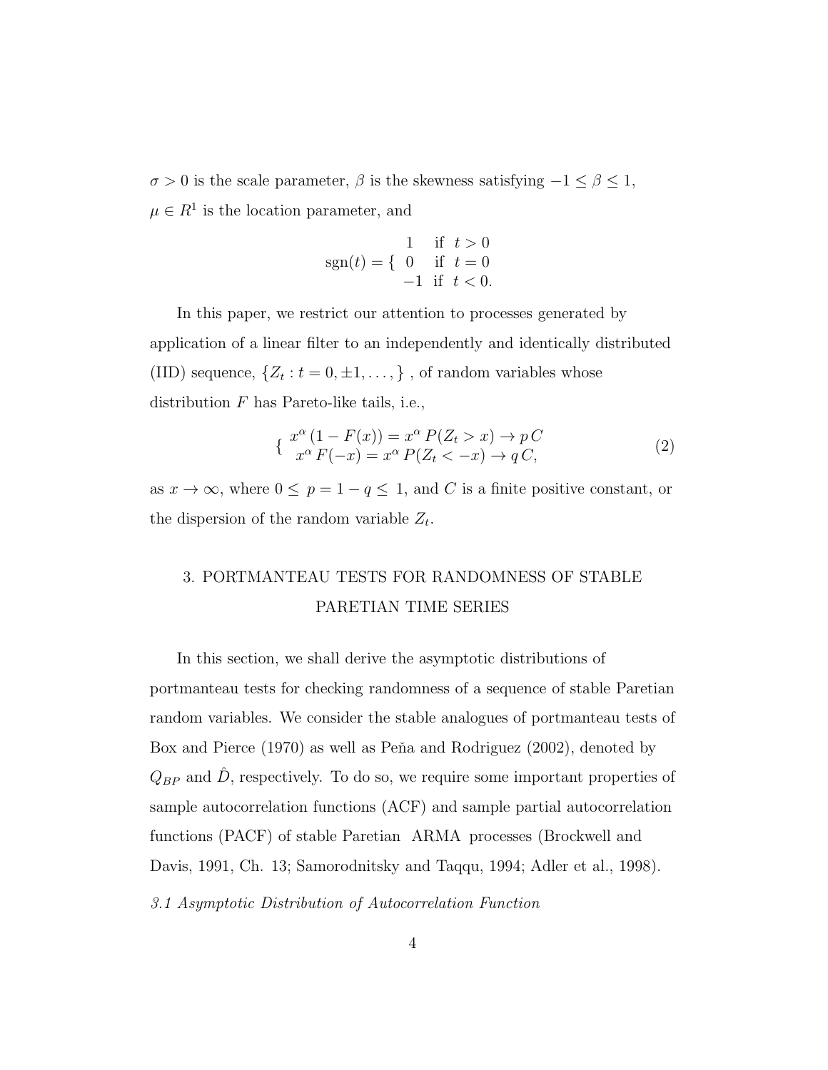$\sigma > 0$ is the scale parameter, $\beta$ is the skewness satisfying $-1 \leq \beta \leq 1$, $\mu \in R^1$ is the location parameter, and

$$\operatorname{sgn}(t) = \begin{cases} 1 & \text{if } t > 0 \\ 0 & \text{if } t = 0 \\ -1 & \text{if } t < 0. \end{cases}$$

In this paper, we restrict our attention to processes generated by application of a linear filter to an independently and identically distributed (IID) sequence, $\{Z_t : t = 0, \pm 1, \dots, \}$ , of random variables whose distribution $F$ has Pareto-like tails, i.e.,

$$\begin{cases} x^\alpha \, (1 - F(x)) = x^\alpha \, P(Z_t > x) \to p \, C \\ x^\alpha \, F(-x) = x^\alpha \, P(Z_t < -x) \to q \, C, \end{cases} \tag{2}$$

as $x \to \infty$, where $0 \leq \, p = 1 - q \leq \, 1$, and $C$ is a finite positive constant, or the dispersion of the random variable $Z_t$.

## 3. PORTMANTEAU TESTS FOR RANDOMNESS OF STABLE PARETIAN TIME SERIES

In this section, we shall derive the asymptotic distributions of portmanteau tests for checking randomness of a sequence of stable Paretian random variables. We consider the stable analogues of portmanteau tests of Box and Pierce (1970) as well as Peňa and Rodriguez (2002), denoted by $Q_{BP}$ and $\hat{D}$, respectively. To do so, we require some important properties of sample autocorrelation functions (ACF) and sample partial autocorrelation functions (PACF) of stable Paretian ARMA processes (Brockwell and Davis, 1991, Ch. 13; Samorodnitsky and Taqqu, 1994; Adler et al., 1998).

### *3.1 Asymptotic Distribution of Autocorrelation Function*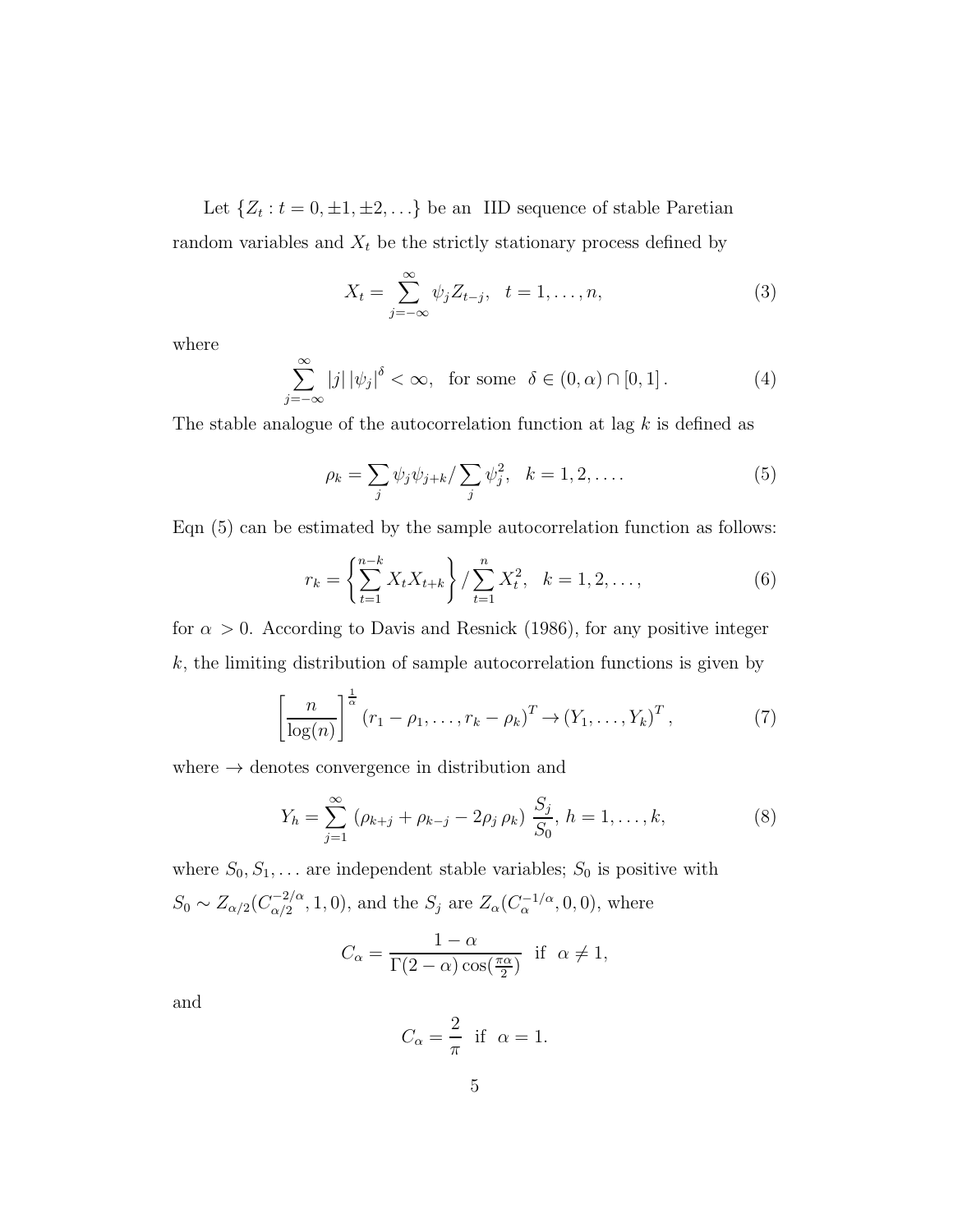Let $\{Z_t : t = 0, \pm 1, \pm 2, \ldots\}$ be an IID sequence of stable Paretian random variables and $X_t$ be the strictly stationary process defined by

$$X_t = \sum_{j=-\infty}^{\infty} \psi_j Z_{t-j}, \quad t = 1, \ldots, n, \tag{3}$$

where

$$\sum_{j=-\infty}^{\infty} |j| \left|\psi_j\right|^{\delta} < \infty, \quad \text{for some} \;\; \delta \in (0, \alpha) \cap [0, 1]. \tag{4}$$

The stable analogue of the autocorrelation function at lag $k$ is defined as

$$\rho_k = \sum_j \psi_j \psi_{j+k} / \sum_j \psi_j^2, \quad k = 1, 2, \ldots. \tag{5}$$

Eqn (5) can be estimated by the sample autocorrelation function as follows:

$$r_k = \left\{ \sum_{t=1}^{n-k} X_t X_{t+k} \right\} / \sum_{t=1}^{n} X_t^2, \quad k = 1, 2, \ldots, \tag{6}$$

for $\alpha > 0$. According to Davis and Resnick (1986), for any positive integer $k$, the limiting distribution of sample autocorrelation functions is given by

$$\left[ \frac{n}{\log(n)} \right]^{\frac{1}{\alpha}} \left(r_1 - \rho_1, \ldots, r_k - \rho_k\right)^T \to \left(Y_1, \ldots, Y_k\right)^T, \tag{7}$$

where $\to$ denotes convergence in distribution and

$$Y_h = \sum_{j=1}^{\infty} \left(\rho_{k+j} + \rho_{k-j} - 2\rho_j \, \rho_k\right) \frac{S_j}{S_0}, \; h = 1, \ldots, k, \tag{8}$$

where $S_0, S_1, \ldots$ are independent stable variables; $S_0$ is positive with $S_0 \sim Z_{\alpha/2}(C_{\alpha/2}^{-2/\alpha}, 1, 0)$, and the $S_j$ are $Z_\alpha(C_\alpha^{-1/\alpha}, 0, 0)$, where

$$C_\alpha = \frac{1 - \alpha}{\Gamma(2 - \alpha) \cos(\frac{\pi \alpha}{2})} \;\; \text{if} \;\; \alpha \neq 1,$$

and

$$C_\alpha = \frac{2}{\pi} \;\; \text{if} \;\; \alpha = 1.$$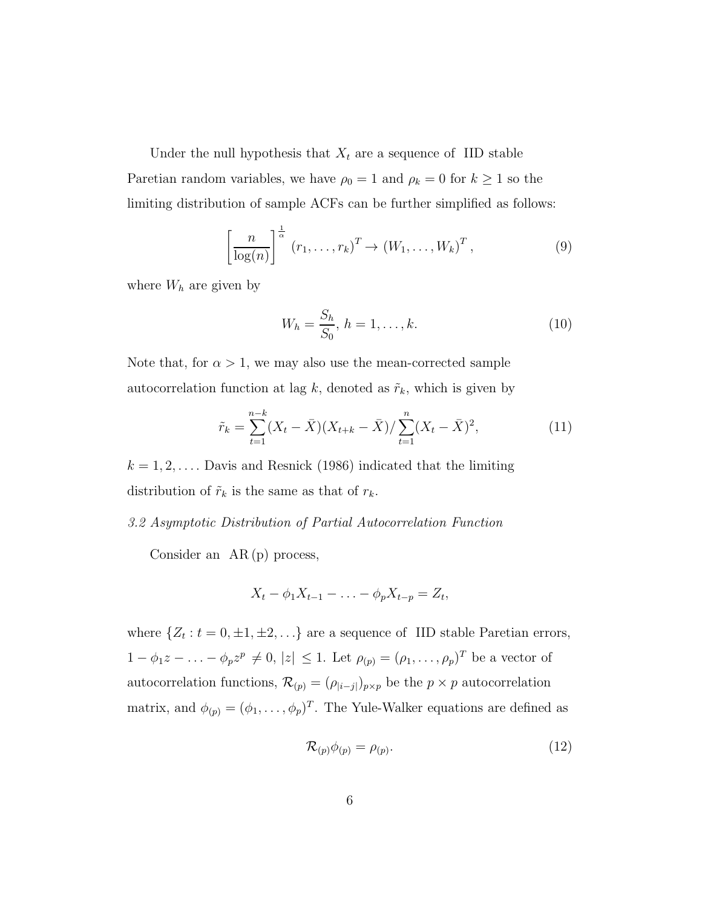Under the null hypothesis that $X_t$ are a sequence of IID stable Paretian random variables, we have $\rho_0 = 1$ and $\rho_k = 0$ for $k \geq 1$ so the limiting distribution of sample ACFs can be further simplified as follows:

$$\left[\frac{n}{\log(n)}\right]^{\frac{1}{\alpha}} (r_1, \ldots, r_k)^T \rightarrow (W_1, \ldots, W_k)^T, \tag{9}$$

where $W_h$ are given by

$$W_h = \frac{S_h}{S_0},\ h = 1, \ldots, k. \tag{10}$$

Note that, for $\alpha > 1$, we may also use the mean-corrected sample autocorrelation function at lag $k$, denoted as $\tilde{r}_k$, which is given by

$$\tilde{r}_k = \sum_{t=1}^{n-k}(X_t - \bar{X})(X_{t+k} - \bar{X}) / \sum_{t=1}^{n}(X_t - \bar{X})^2, \tag{11}$$

$k = 1, 2, \ldots$. Davis and Resnick (1986) indicated that the limiting distribution of $\tilde{r}_k$ is the same as that of $r_k$.

### *3.2 Asymptotic Distribution of Partial Autocorrelation Function*

Consider an AR (p) process,

$$X_t - \phi_1 X_{t-1} - \ldots - \phi_p X_{t-p} = Z_t,$$

where $\{Z_t : t = 0, \pm1, \pm2, \ldots\}$ are a sequence of IID stable Paretian errors, $1 - \phi_1 z - \ldots - \phi_p z^p \neq 0$, $|z| \leq 1$. Let $\rho_{(p)} = (\rho_1, \ldots, \rho_p)^T$ be a vector of autocorrelation functions, $\mathcal{R}_{(p)} = (\rho_{|i-j|})_{p \times p}$ be the $p \times p$ autocorrelation matrix, and $\phi_{(p)} = (\phi_1, \ldots, \phi_p)^T$. The Yule-Walker equations are defined as

$$\mathcal{R}_{(p)} \phi_{(p)} = \rho_{(p)}. \tag{12}$$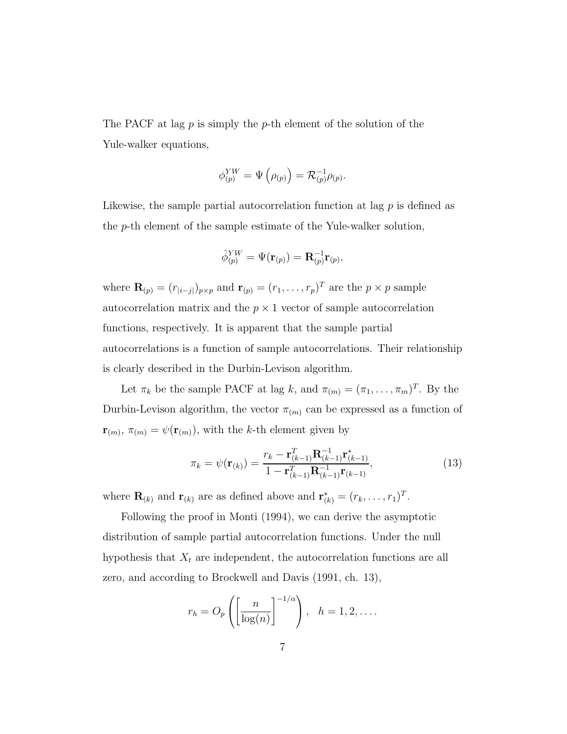The PACF at lag $p$ is simply the $p$-th element of the solution of the Yule-walker equations,

$$\phi_{(p)}^{YW} = \Psi\left(\rho_{(p)}\right) = \mathcal{R}_{(p)}^{-1}\rho_{(p)}.$$

Likewise, the sample partial autocorrelation function at lag $p$ is defined as the $p$-th element of the sample estimate of the Yule-walker solution,

$$\hat{\phi}_{(p)}^{YW} = \Psi(\mathbf{r}_{(p)}) = \mathbf{R}_{(p)}^{-1}\mathbf{r}_{(p)},$$

where $\mathbf{R}_{(p)} = (r_{|i-j|})_{p\times p}$ and $\mathbf{r}_{(p)} = (r_1, \ldots, r_p)^T$ are the $p \times p$ sample autocorrelation matrix and the $p \times 1$ vector of sample autocorrelation functions, respectively. It is apparent that the sample partial autocorrelations is a function of sample autocorrelations. Their relationship is clearly described in the Durbin-Levison algorithm.

Let $\pi_k$ be the sample PACF at lag $k$, and $\pi_{(m)} = (\pi_1, \ldots, \pi_m)^T$. By the Durbin-Levison algorithm, the vector $\pi_{(m)}$ can be expressed as a function of $\mathbf{r}_{(m)}$, $\pi_{(m)} = \psi(\mathbf{r}_{(m)})$, with the $k$-th element given by

$$\pi_k = \psi(\mathbf{r}_{(k)}) = \frac{r_k - \mathbf{r}_{(k-1)}^T \mathbf{R}_{(k-1)}^{-1} \mathbf{r}_{(k-1)}^*}{1 - \mathbf{r}_{(k-1)}^T \mathbf{R}_{(k-1)}^{-1} \mathbf{r}_{(k-1)}}, \tag{13}$$

where $\mathbf{R}_{(k)}$ and $\mathbf{r}_{(k)}$ are as defined above and $\mathbf{r}_{(k)}^* = (r_k, \ldots, r_1)^T$.

Following the proof in Monti (1994), we can derive the asymptotic distribution of sample partial autocorrelation functions. Under the null hypothesis that $X_t$ are independent, the autocorrelation functions are all zero, and according to Brockwell and Davis (1991, ch. 13),

$$r_h = O_p\left(\left[\frac{n}{\log(n)}\right]^{-1/\alpha}\right), \quad h = 1, 2, \ldots.$$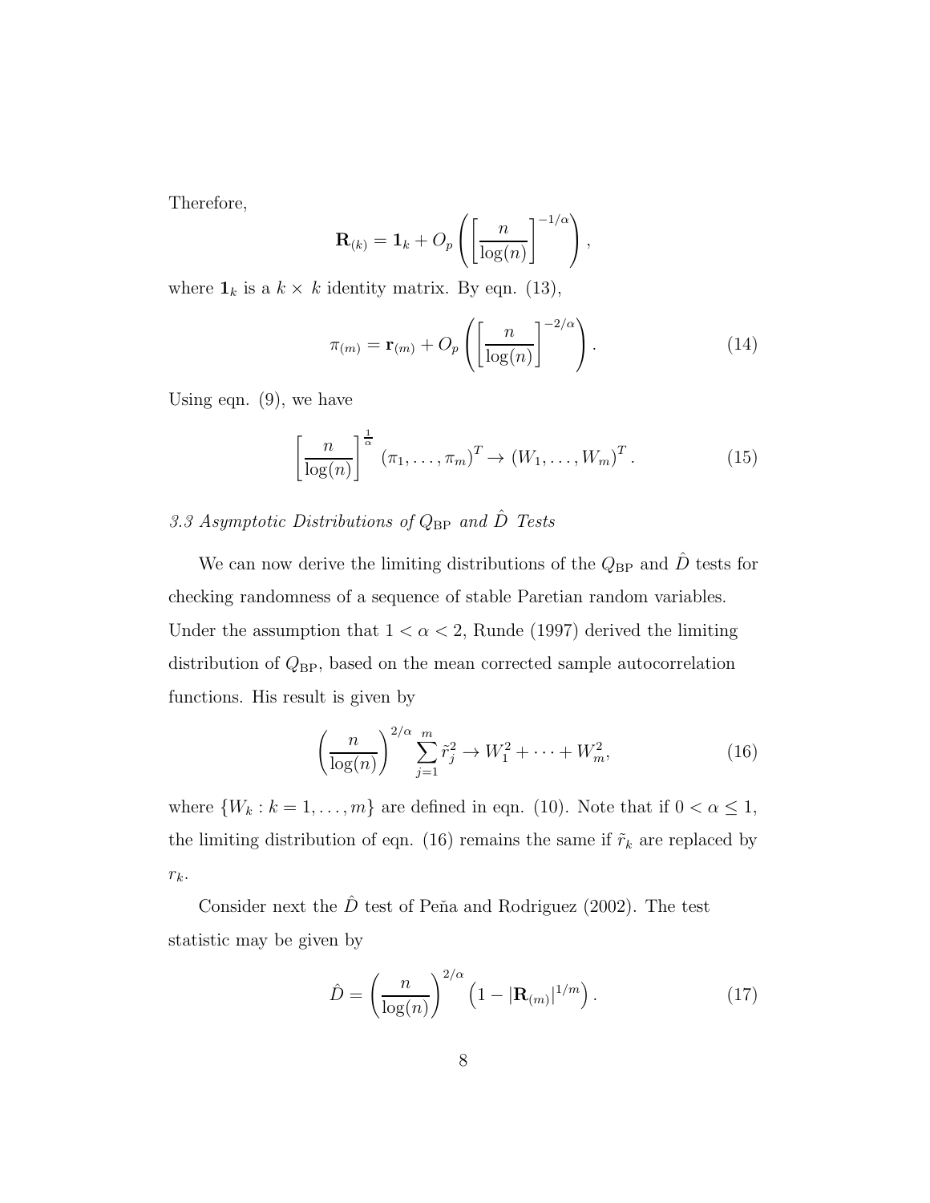Therefore,

$$\mathbf{R}_{(k)} = \mathbf{1}_k + O_p\left(\left[\frac{n}{\log(n)}\right]^{-1/\alpha}\right),$$

where $\mathbf{1}_k$ is a $k \times k$ identity matrix. By eqn. (13),

$$\pi_{(m)} = \mathbf{r}_{(m)} + O_p\left(\left[\frac{n}{\log(n)}\right]^{-2/\alpha}\right). \tag{14}$$

Using eqn. (9), we have

$$\left[\frac{n}{\log(n)}\right]^{\frac{1}{\alpha}} (\pi_1, \ldots, \pi_m)^T \to (W_1, \ldots, W_m)^T. \tag{15}$$

*3.3 Asymptotic Distributions of $Q_{\mathrm{BP}}$ and $\hat{D}$ Tests*

We can now derive the limiting distributions of the $Q_{\mathrm{BP}}$ and $\hat{D}$ tests for checking randomness of a sequence of stable Paretian random variables. Under the assumption that $1 < \alpha < 2$, Runde (1997) derived the limiting distribution of $Q_{\mathrm{BP}}$, based on the mean corrected sample autocorrelation functions. His result is given by

$$\left(\frac{n}{\log(n)}\right)^{2/\alpha} \sum_{j=1}^{m} \tilde{r}_j^2 \to W_1^2 + \cdots + W_m^2, \tag{16}$$

where $\{W_k : k = 1, \ldots, m\}$ are defined in eqn. (10). Note that if $0 < \alpha \leq 1$, the limiting distribution of eqn. (16) remains the same if $\tilde{r}_k$ are replaced by $r_k$.

Consider next the $\hat{D}$ test of Peňa and Rodriguez (2002). The test statistic may be given by

$$\hat{D} = \left(\frac{n}{\log(n)}\right)^{2/\alpha} \left(1 - |\mathbf{R}_{(m)}|^{1/m}\right). \tag{17}$$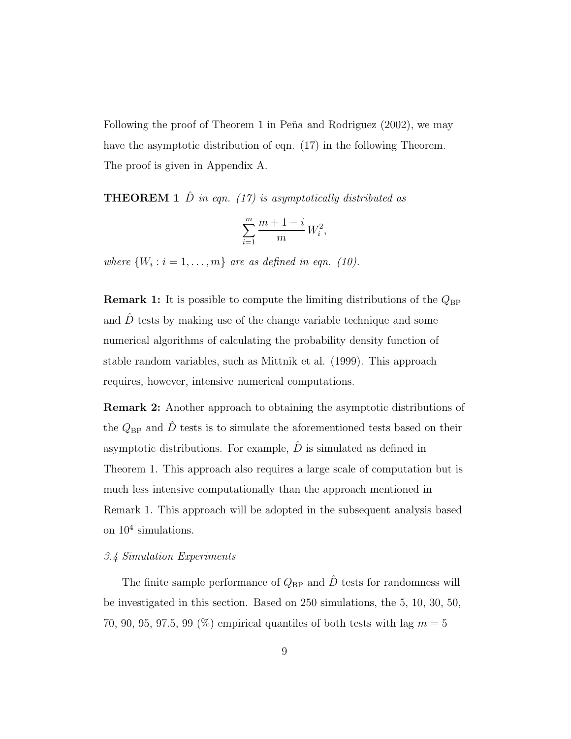Following the proof of Theorem 1 in Peňa and Rodriguez (2002), we may have the asymptotic distribution of eqn. (17) in the following Theorem. The proof is given in Appendix A.

**THEOREM 1** *$\hat{D}$ in eqn. (17) is asymptotically distributed as*

$$\sum_{i=1}^{m} \frac{m+1-i}{m} W_i^2,$$

*where $\{W_i : i = 1, \ldots, m\}$ are as defined in eqn. (10).*

**Remark 1:** It is possible to compute the limiting distributions of the $Q_{\mathrm{BP}}$ and $\hat{D}$ tests by making use of the change variable technique and some numerical algorithms of calculating the probability density function of stable random variables, such as Mittnik et al. (1999). This approach requires, however, intensive numerical computations.

**Remark 2:** Another approach to obtaining the asymptotic distributions of the $Q_{\mathrm{BP}}$ and $\hat{D}$ tests is to simulate the aforementioned tests based on their asymptotic distributions. For example, $\hat{D}$ is simulated as defined in Theorem 1. This approach also requires a large scale of computation but is much less intensive computationally than the approach mentioned in Remark 1. This approach will be adopted in the subsequent analysis based on $10^4$ simulations.

*3.4 Simulation Experiments*

The finite sample performance of $Q_{\mathrm{BP}}$ and $\hat{D}$ tests for randomness will be investigated in this section. Based on 250 simulations, the 5, 10, 30, 50, 70, 90, 95, 97.5, 99 (%) empirical quantiles of both tests with lag $m = 5$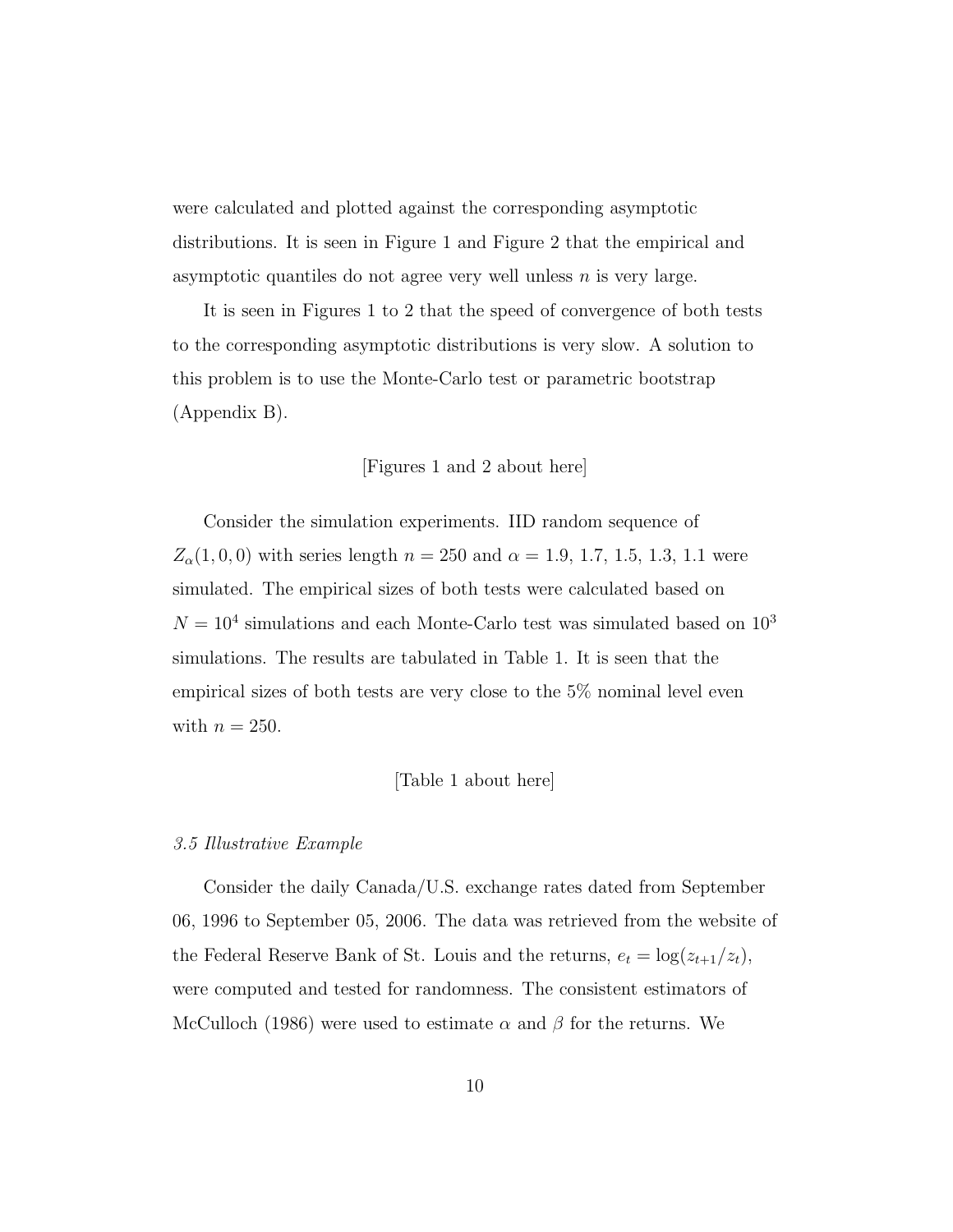were calculated and plotted against the corresponding asymptotic distributions. It is seen in Figure 1 and Figure 2 that the empirical and asymptotic quantiles do not agree very well unless $n$ is very large.

It is seen in Figures 1 to 2 that the speed of convergence of both tests to the corresponding asymptotic distributions is very slow. A solution to this problem is to use the Monte-Carlo test or parametric bootstrap (Appendix B).

[Figures 1 and 2 about here]

Consider the simulation experiments. IID random sequence of $Z_\alpha(1,0,0)$ with series length $n = 250$ and $\alpha = 1.9$, 1.7, 1.5, 1.3, 1.1 were simulated. The empirical sizes of both tests were calculated based on $N = 10^4$ simulations and each Monte-Carlo test was simulated based on $10^3$ simulations. The results are tabulated in Table 1. It is seen that the empirical sizes of both tests are very close to the 5% nominal level even with $n = 250$.

[Table 1 about here]

*3.5 Illustrative Example*

Consider the daily Canada/U.S. exchange rates dated from September 06, 1996 to September 05, 2006. The data was retrieved from the website of the Federal Reserve Bank of St. Louis and the returns, $e_t = \log(z_{t+1}/z_t)$, were computed and tested for randomness. The consistent estimators of McCulloch (1986) were used to estimate $\alpha$ and $\beta$ for the returns. We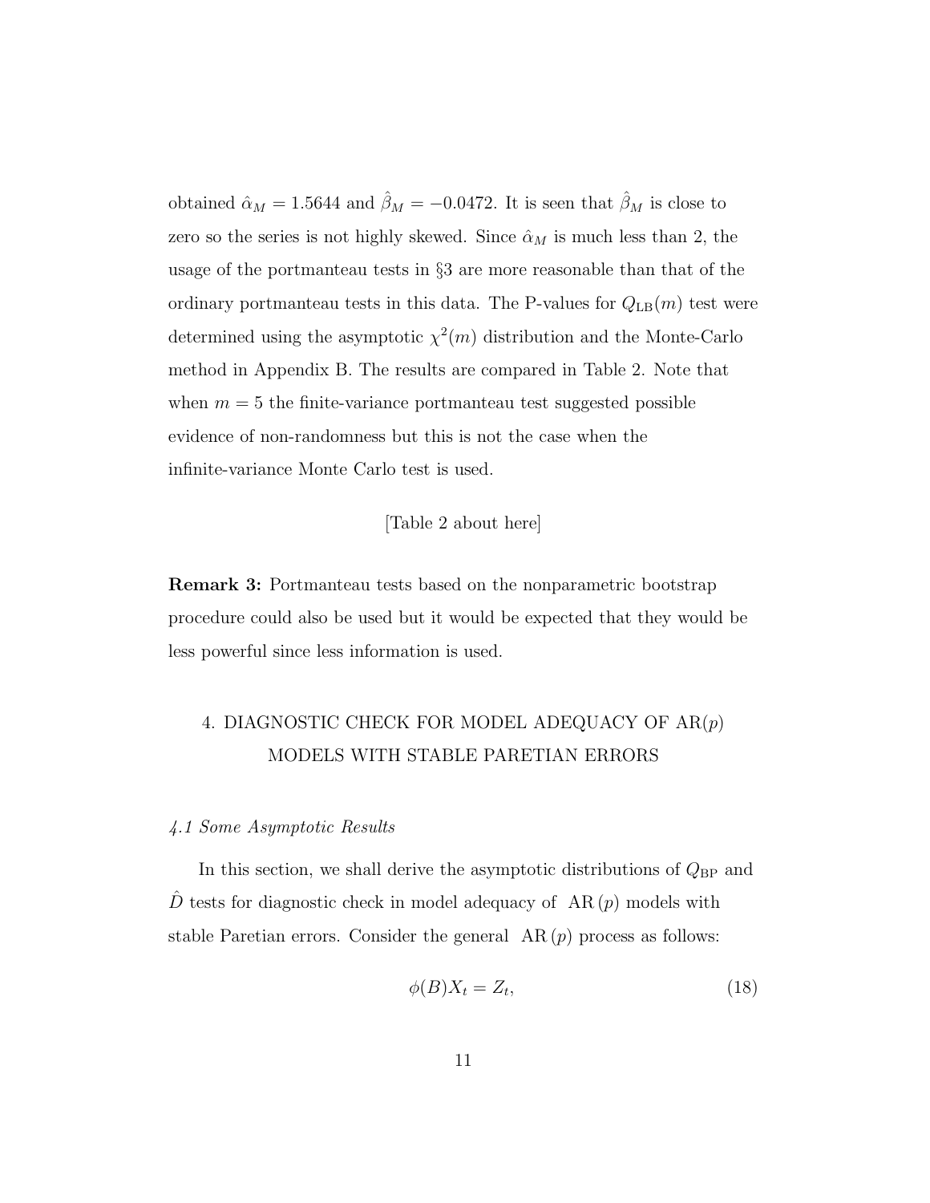obtained $\hat{\alpha}_M = 1.5644$ and $\hat{\beta}_M = -0.0472$. It is seen that $\hat{\beta}_M$ is close to zero so the series is not highly skewed. Since $\hat{\alpha}_M$ is much less than 2, the usage of the portmanteau tests in §3 are more reasonable than that of the ordinary portmanteau tests in this data. The P-values for $Q_{\mathrm{LB}}(m)$ test were determined using the asymptotic $\chi^2(m)$ distribution and the Monte-Carlo method in Appendix B. The results are compared in Table 2. Note that when $m = 5$ the finite-variance portmanteau test suggested possible evidence of non-randomness but this is not the case when the infinite-variance Monte Carlo test is used.

[Table 2 about here]

**Remark 3:** Portmanteau tests based on the nonparametric bootstrap procedure could also be used but it would be expected that they would be less powerful since less information is used.

## 4. DIAGNOSTIC CHECK FOR MODEL ADEQUACY OF AR($p$) MODELS WITH STABLE PARETIAN ERRORS

### *4.1 Some Asymptotic Results*

In this section, we shall derive the asymptotic distributions of $Q_{\mathrm{BP}}$ and $\hat{D}$ tests for diagnostic check in model adequacy of AR($p$) models with stable Paretian errors. Consider the general AR($p$) process as follows:

$$\phi(B)X_t = Z_t, \tag{18}$$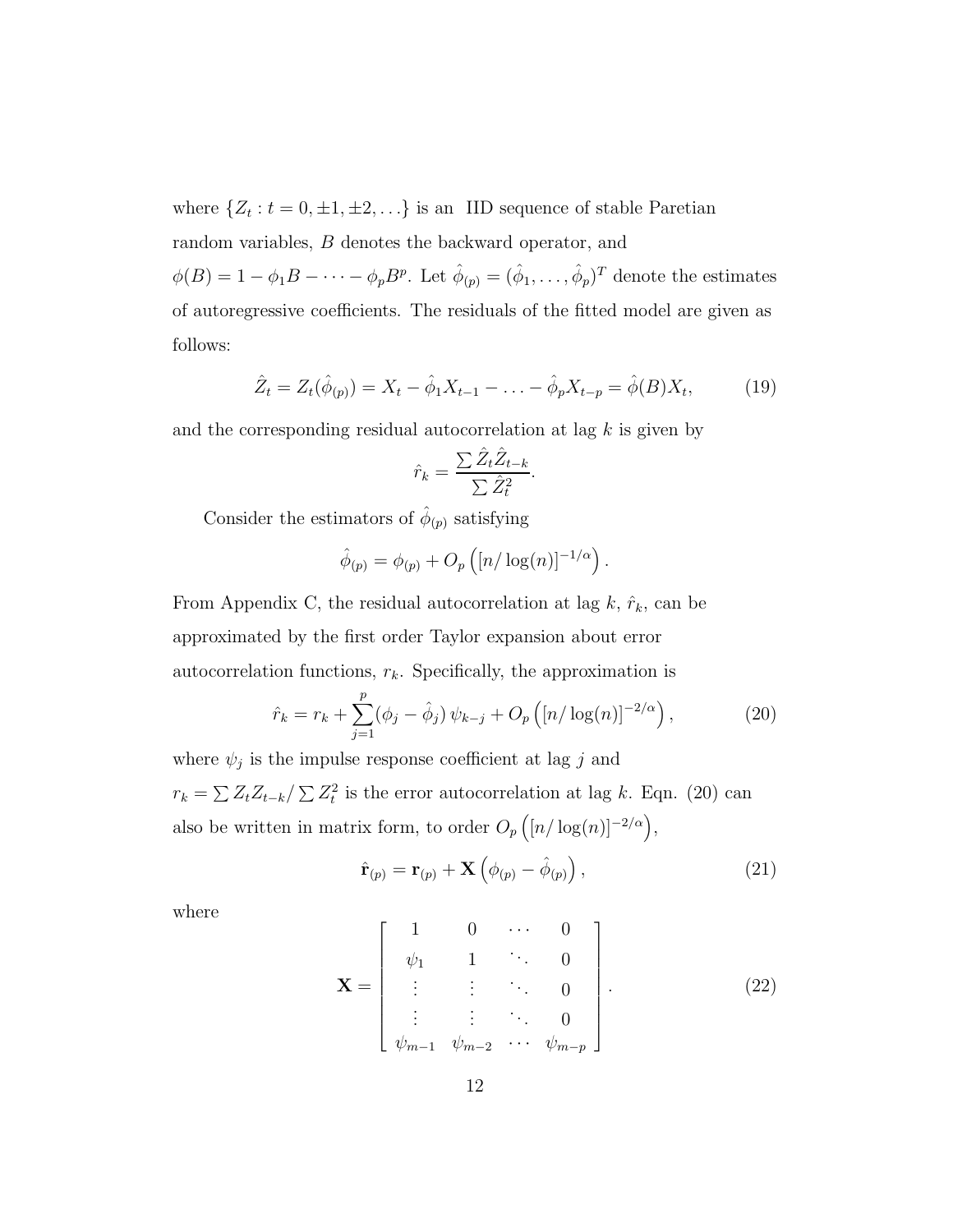where $\{Z_t : t = 0, \pm1, \pm2, \ldots\}$ is an IID sequence of stable Paretian random variables, $B$ denotes the backward operator, and $\phi(B) = 1 - \phi_1 B - \cdots - \phi_p B^p$. Let $\hat{\phi}_{(p)} = (\hat{\phi}_1, \ldots, \hat{\phi}_p)^T$ denote the estimates of autoregressive coefficients. The residuals of the fitted model are given as follows:

$$\hat{Z}_t = Z_t(\hat{\phi}_{(p)}) = X_t - \hat{\phi}_1 X_{t-1} - \ldots - \hat{\phi}_p X_{t-p} = \hat{\phi}(B) X_t, \tag{19}$$

and the corresponding residual autocorrelation at lag $k$ is given by

$$\hat{r}_k = \frac{\sum \hat{Z}_t \hat{Z}_{t-k}}{\sum \hat{Z}_t^2}.$$

Consider the estimators of $\hat{\phi}_{(p)}$ satisfying

$$\hat{\phi}_{(p)} = \phi_{(p)} + O_p\left( [n/\log(n)]^{-1/\alpha} \right).$$

From Appendix C, the residual autocorrelation at lag $k$, $\hat{r}_k$, can be approximated by the first order Taylor expansion about error autocorrelation functions, $r_k$. Specifically, the approximation is

$$\hat{r}_k = r_k + \sum_{j=1}^{p} (\phi_j - \hat{\phi}_j)\, \psi_{k-j} + O_p\left( [n/\log(n)]^{-2/\alpha} \right), \tag{20}$$

where $\psi_j$ is the impulse response coefficient at lag $j$ and $r_k = \sum Z_t Z_{t-k} / \sum Z_t^2$ is the error autocorrelation at lag $k$. Eqn. (20) can also be written in matrix form, to order $O_p\left( [n/\log(n)]^{-2/\alpha} \right)$,

$$\hat{\mathbf{r}}_{(p)} = \mathbf{r}_{(p)} + \mathbf{X} \left( \phi_{(p)} - \hat{\phi}_{(p)} \right), \tag{21}$$

where

$$\mathbf{X} = \begin{bmatrix} 1 & 0 & \cdots & 0 \\ \psi_1 & 1 & \ddots & 0 \\ \vdots & \vdots & \ddots & 0 \\ \vdots & \vdots & \ddots & 0 \\ \psi_{m-1} & \psi_{m-2} & \cdots & \psi_{m-p} \end{bmatrix}. \tag{22}$$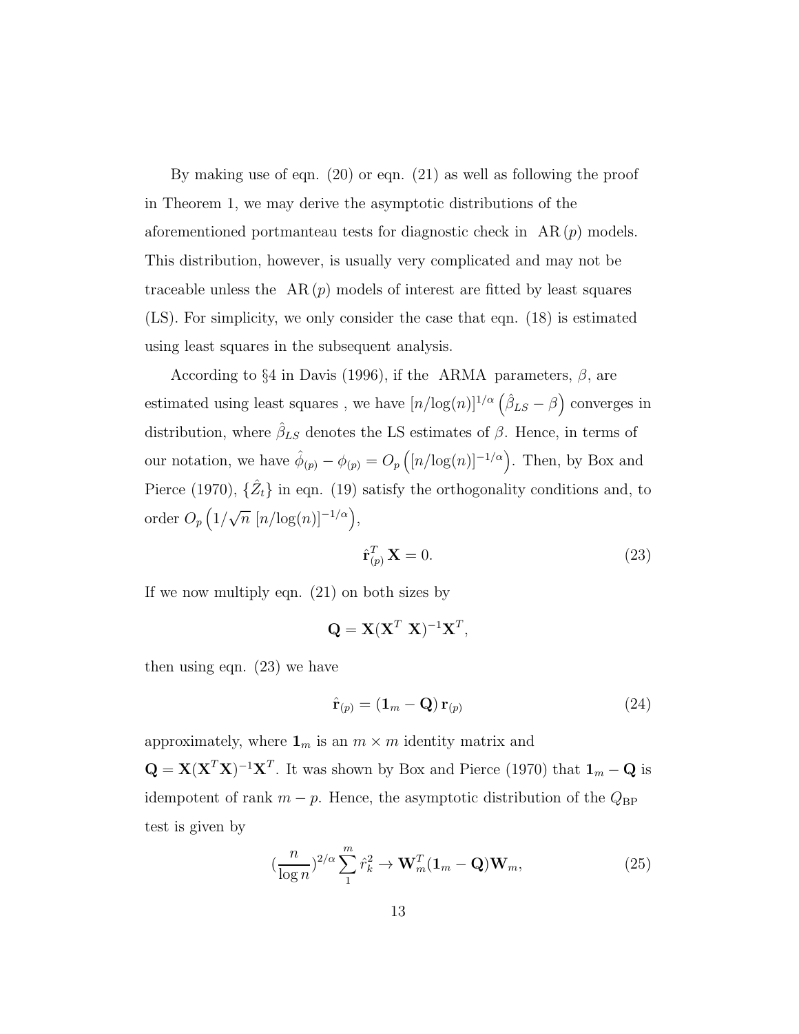By making use of eqn. (20) or eqn. (21) as well as following the proof in Theorem 1, we may derive the asymptotic distributions of the aforementioned portmanteau tests for diagnostic check in $\mathrm{AR}\,(p)$ models. This distribution, however, is usually very complicated and may not be traceable unless the $\mathrm{AR}\,(p)$ models of interest are fitted by least squares (LS). For simplicity, we only consider the case that eqn. (18) is estimated using least squares in the subsequent analysis.

According to §4 in Davis (1996), if the ARMA parameters, $\beta$, are estimated using least squares , we have $[n/\log(n)]^{1/\alpha}\left(\hat{\beta}_{LS}-\beta\right)$ converges in distribution, where $\hat{\beta}_{LS}$ denotes the LS estimates of $\beta$. Hence, in terms of our notation, we have $\hat{\phi}_{(p)}-\phi_{(p)}=O_p\left([n/\log(n)]^{-1/\alpha}\right)$. Then, by Box and Pierce (1970), $\{\hat{Z}_t\}$ in eqn. (19) satisfy the orthogonality conditions and, to order $O_p\left(1/\sqrt{n}\;[n/\log(n)]^{-1/\alpha}\right)$,

$$\hat{\mathbf{r}}_{(p)}^T\,\mathbf{X}=0. \tag{23}$$

If we now multiply eqn. (21) on both sizes by

$$\mathbf{Q}=\mathbf{X}(\mathbf{X}^T\;\mathbf{X})^{-1}\mathbf{X}^T,$$

then using eqn. (23) we have

$$\hat{\mathbf{r}}_{(p)}=\left(\mathbf{1}_m-\mathbf{Q}\right)\mathbf{r}_{(p)} \tag{24}$$

approximately, where $\mathbf{1}_m$ is an $m\times m$ identity matrix and $\mathbf{Q}=\mathbf{X}(\mathbf{X}^T\mathbf{X})^{-1}\mathbf{X}^T$. It was shown by Box and Pierce (1970) that $\mathbf{1}_m-\mathbf{Q}$ is idempotent of rank $m-p$. Hence, the asymptotic distribution of the $Q_{\mathrm{BP}}$ test is given by

$$\left(\frac{n}{\log n}\right)^{2/\alpha}\sum_{1}^{m}\hat{r}_k^2\rightarrow\mathbf{W}_m^T(\mathbf{1}_m-\mathbf{Q})\mathbf{W}_m, \tag{25}$$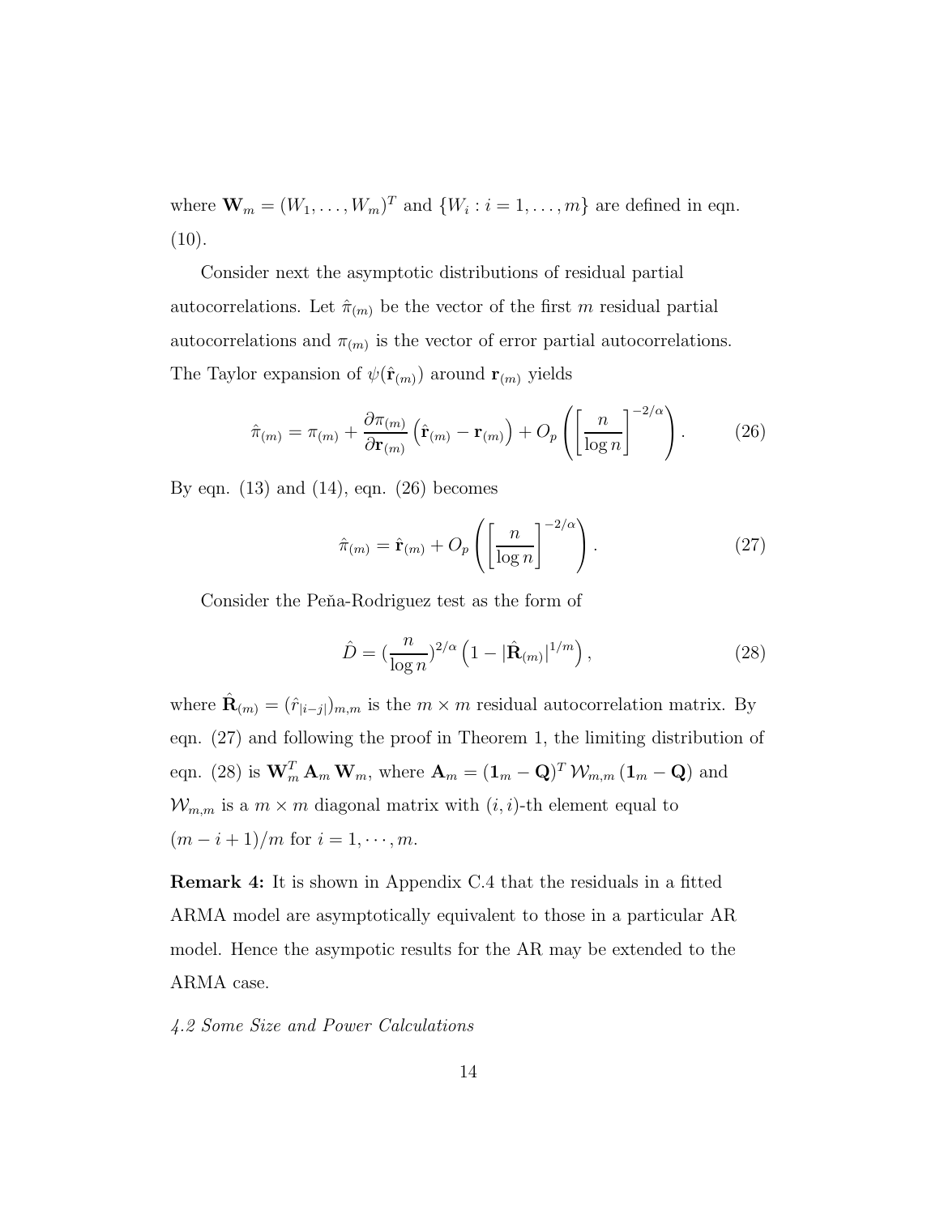where $\mathbf{W}_m = (W_1, \ldots, W_m)^T$ and $\{W_i : i = 1, \ldots, m\}$ are defined in eqn. (10).

Consider next the asymptotic distributions of residual partial autocorrelations. Let $\hat{\pi}_{(m)}$ be the vector of the first $m$ residual partial autocorrelations and $\pi_{(m)}$ is the vector of error partial autocorrelations. The Taylor expansion of $\psi(\hat{\mathbf{r}}_{(m)})$ around $\mathbf{r}_{(m)}$ yields

$$\hat{\pi}_{(m)} = \pi_{(m)} + \frac{\partial \pi_{(m)}}{\partial \mathbf{r}_{(m)}} \left( \hat{\mathbf{r}}_{(m)} - \mathbf{r}_{(m)} \right) + O_p\left( \left[ \frac{n}{\log n} \right]^{-2/\alpha} \right). \tag{26}$$

By eqn. (13) and (14), eqn. (26) becomes

$$\hat{\pi}_{(m)} = \hat{\mathbf{r}}_{(m)} + O_p\left( \left[ \frac{n}{\log n} \right]^{-2/\alpha} \right). \tag{27}$$

Consider the Peňa-Rodriguez test as the form of

$$\hat{D} = (\frac{n}{\log n})^{2/\alpha} \left( 1 - |\hat{\mathbf{R}}_{(m)}|^{1/m} \right), \tag{28}$$

where $\hat{\mathbf{R}}_{(m)} = (\hat{r}_{|i-j|})_{m,m}$ is the $m \times m$ residual autocorrelation matrix. By eqn. (27) and following the proof in Theorem 1, the limiting distribution of eqn. (28) is $\mathbf{W}_m^T \mathbf{A}_m \mathbf{W}_m$, where $\mathbf{A}_m = (\mathbf{1}_m - \mathbf{Q})^T \mathcal{W}_{m,m} (\mathbf{1}_m - \mathbf{Q})$ and $\mathcal{W}_{m,m}$ is a $m \times m$ diagonal matrix with $(i,i)$-th element equal to $(m - i + 1)/m$ for $i = 1, \cdots, m$.

**Remark 4:** It is shown in Appendix C.4 that the residuals in a fitted ARMA model are asymptotically equivalent to those in a particular AR model. Hence the asympotic results for the AR may be extended to the ARMA case.

*4.2 Some Size and Power Calculations*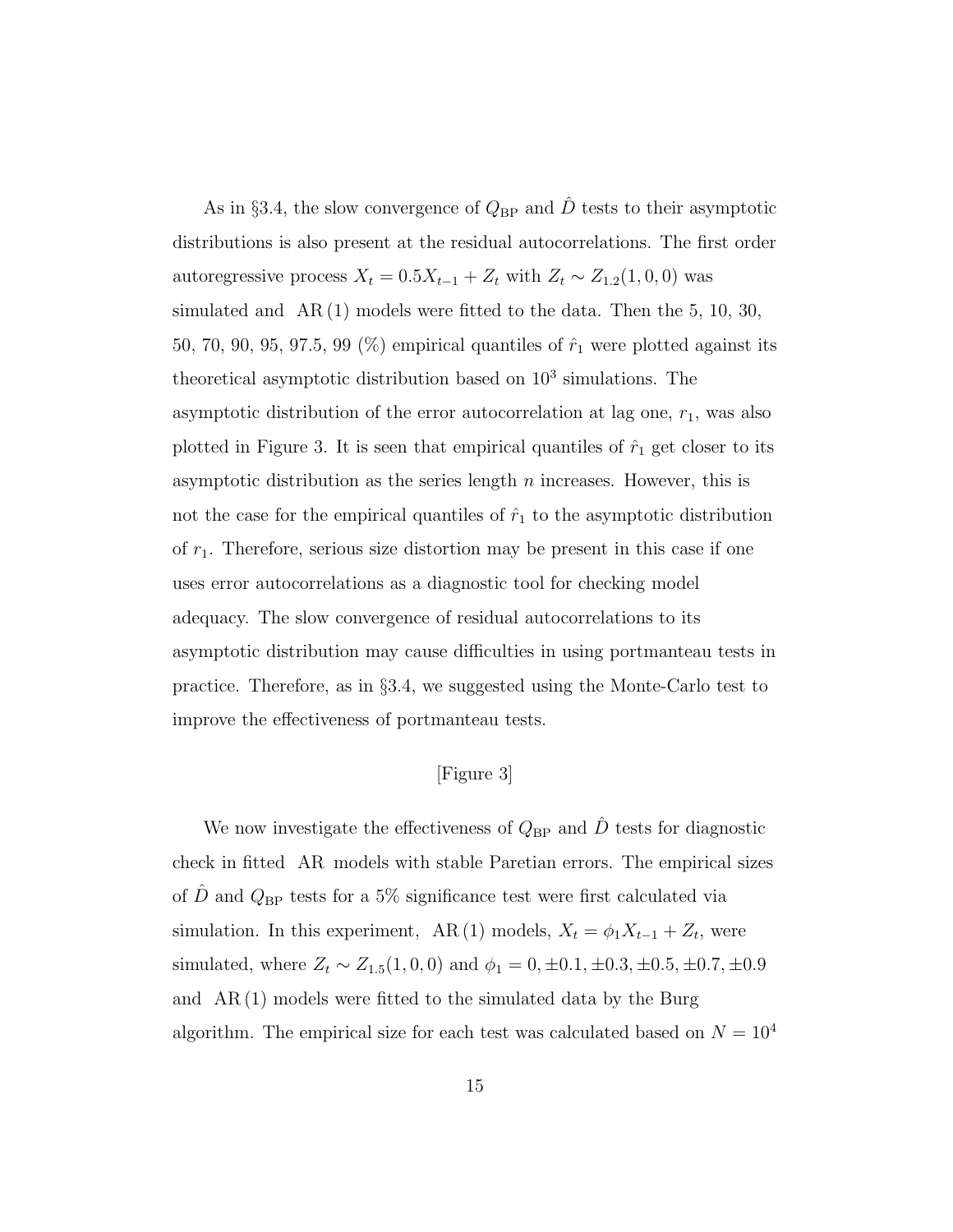As in §3.4, the slow convergence of $Q_{\text{BP}}$ and $\hat{D}$ tests to their asymptotic distributions is also present at the residual autocorrelations. The first order autoregressive process $X_t = 0.5X_{t-1} + Z_t$ with $Z_t \sim Z_{1.2}(1, 0, 0)$ was simulated and AR (1) models were fitted to the data. Then the 5, 10, 30, 50, 70, 90, 95, 97.5, 99 (%) empirical quantiles of $\hat{r}_1$ were plotted against its theoretical asymptotic distribution based on $10^3$ simulations. The asymptotic distribution of the error autocorrelation at lag one, $r_1$, was also plotted in Figure 3. It is seen that empirical quantiles of $\hat{r}_1$ get closer to its asymptotic distribution as the series length $n$ increases. However, this is not the case for the empirical quantiles of $\hat{r}_1$ to the asymptotic distribution of $r_1$. Therefore, serious size distortion may be present in this case if one uses error autocorrelations as a diagnostic tool for checking model adequacy. The slow convergence of residual autocorrelations to its asymptotic distribution may cause difficulties in using portmanteau tests in practice. Therefore, as in §3.4, we suggested using the Monte-Carlo test to improve the effectiveness of portmanteau tests.

[Figure 3]

We now investigate the effectiveness of $Q_{\text{BP}}$ and $\hat{D}$ tests for diagnostic check in fitted AR models with stable Paretian errors. The empirical sizes of $\hat{D}$ and $Q_{\text{BP}}$ tests for a 5% significance test were first calculated via simulation. In this experiment, AR (1) models, $X_t = \phi_1 X_{t-1} + Z_t$, were simulated, where $Z_t \sim Z_{1.5}(1, 0, 0)$ and $\phi_1 = 0, \pm 0.1, \pm 0.3, \pm 0.5, \pm 0.7, \pm 0.9$ and AR (1) models were fitted to the simulated data by the Burg algorithm. The empirical size for each test was calculated based on $N = 10^4$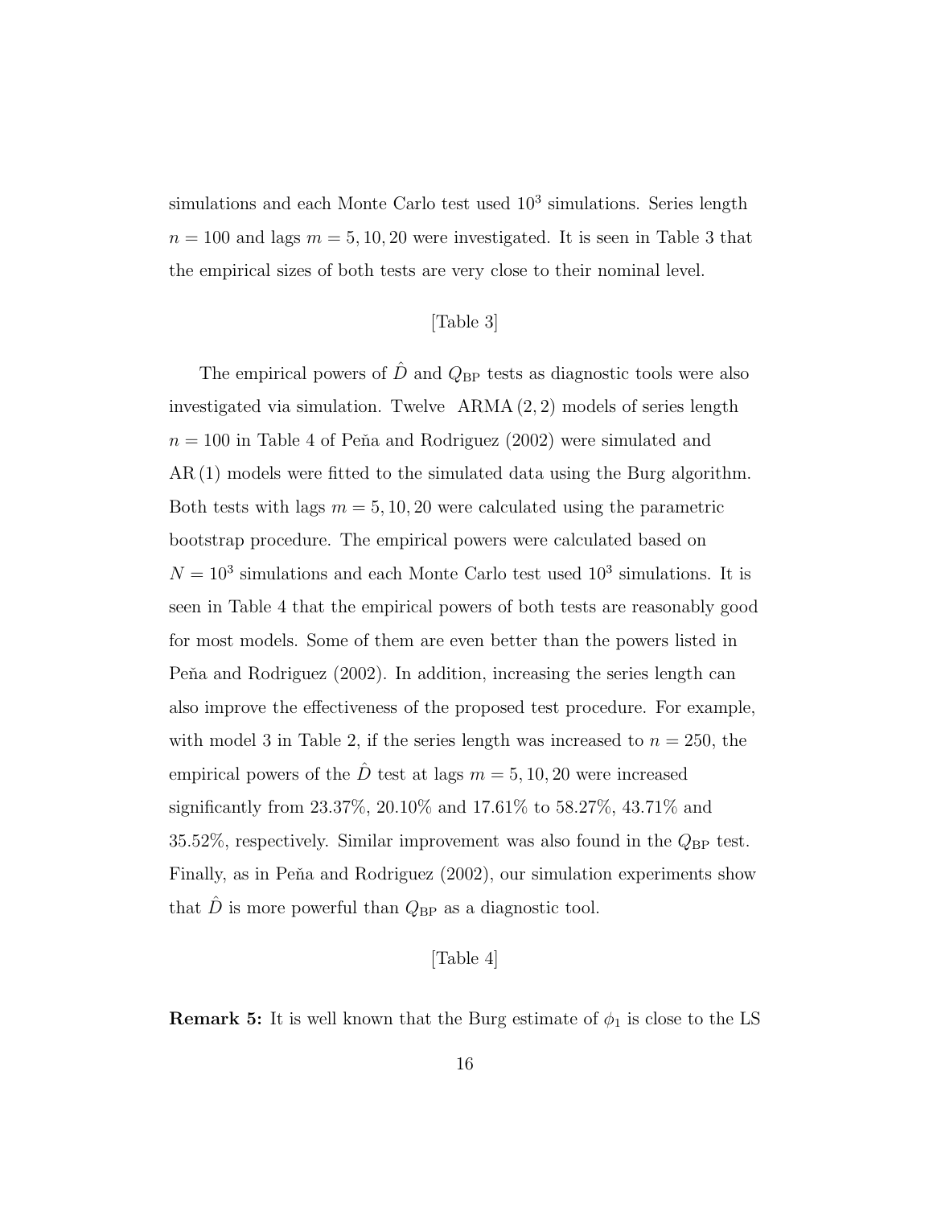simulations and each Monte Carlo test used $10^3$ simulations. Series length $n = 100$ and lags $m = 5, 10, 20$ were investigated. It is seen in Table 3 that the empirical sizes of both tests are very close to their nominal level.

[Table 3]

The empirical powers of $\hat{D}$ and $Q_{\mathrm{BP}}$ tests as diagnostic tools were also investigated via simulation. Twelve ARMA $(2, 2)$ models of series length $n = 100$ in Table 4 of Peňa and Rodriguez (2002) were simulated and AR $(1)$ models were fitted to the simulated data using the Burg algorithm. Both tests with lags $m = 5, 10, 20$ were calculated using the parametric bootstrap procedure. The empirical powers were calculated based on $N = 10^3$ simulations and each Monte Carlo test used $10^3$ simulations. It is seen in Table 4 that the empirical powers of both tests are reasonably good for most models. Some of them are even better than the powers listed in Peňa and Rodriguez (2002). In addition, increasing the series length can also improve the effectiveness of the proposed test procedure. For example, with model 3 in Table 2, if the series length was increased to $n = 250$, the empirical powers of the $\hat{D}$ test at lags $m = 5, 10, 20$ were increased significantly from 23.37%, 20.10% and 17.61% to 58.27%, 43.71% and 35.52%, respectively. Similar improvement was also found in the $Q_{\mathrm{BP}}$ test. Finally, as in Peňa and Rodriguez (2002), our simulation experiments show that $\hat{D}$ is more powerful than $Q_{\mathrm{BP}}$ as a diagnostic tool.

[Table 4]

**Remark 5:** It is well known that the Burg estimate of $\phi_1$ is close to the LS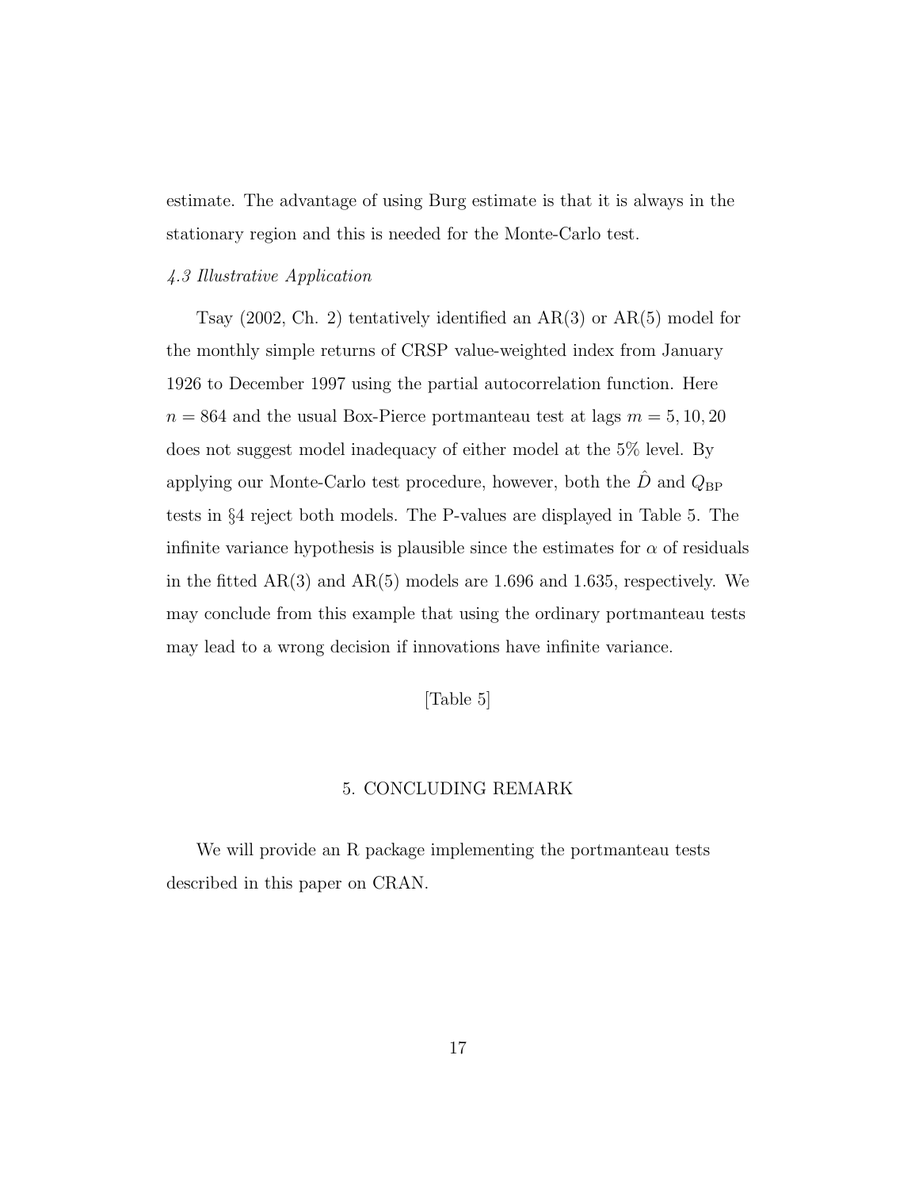estimate. The advantage of using Burg estimate is that it is always in the stationary region and this is needed for the Monte-Carlo test.

*4.3 Illustrative Application*

Tsay (2002, Ch. 2) tentatively identified an AR(3) or AR(5) model for the monthly simple returns of CRSP value-weighted index from January 1926 to December 1997 using the partial autocorrelation function. Here $n = 864$ and the usual Box-Pierce portmanteau test at lags $m = 5, 10, 20$ does not suggest model inadequacy of either model at the 5% level. By applying our Monte-Carlo test procedure, however, both the $\hat{D}$ and $Q_{\mathrm{BP}}$ tests in §4 reject both models. The P-values are displayed in Table 5. The infinite variance hypothesis is plausible since the estimates for $\alpha$ of residuals in the fitted AR(3) and AR(5) models are 1.696 and 1.635, respectively. We may conclude from this example that using the ordinary portmanteau tests may lead to a wrong decision if innovations have infinite variance.

[Table 5]

## 5. CONCLUDING REMARK

We will provide an R package implementing the portmanteau tests described in this paper on CRAN.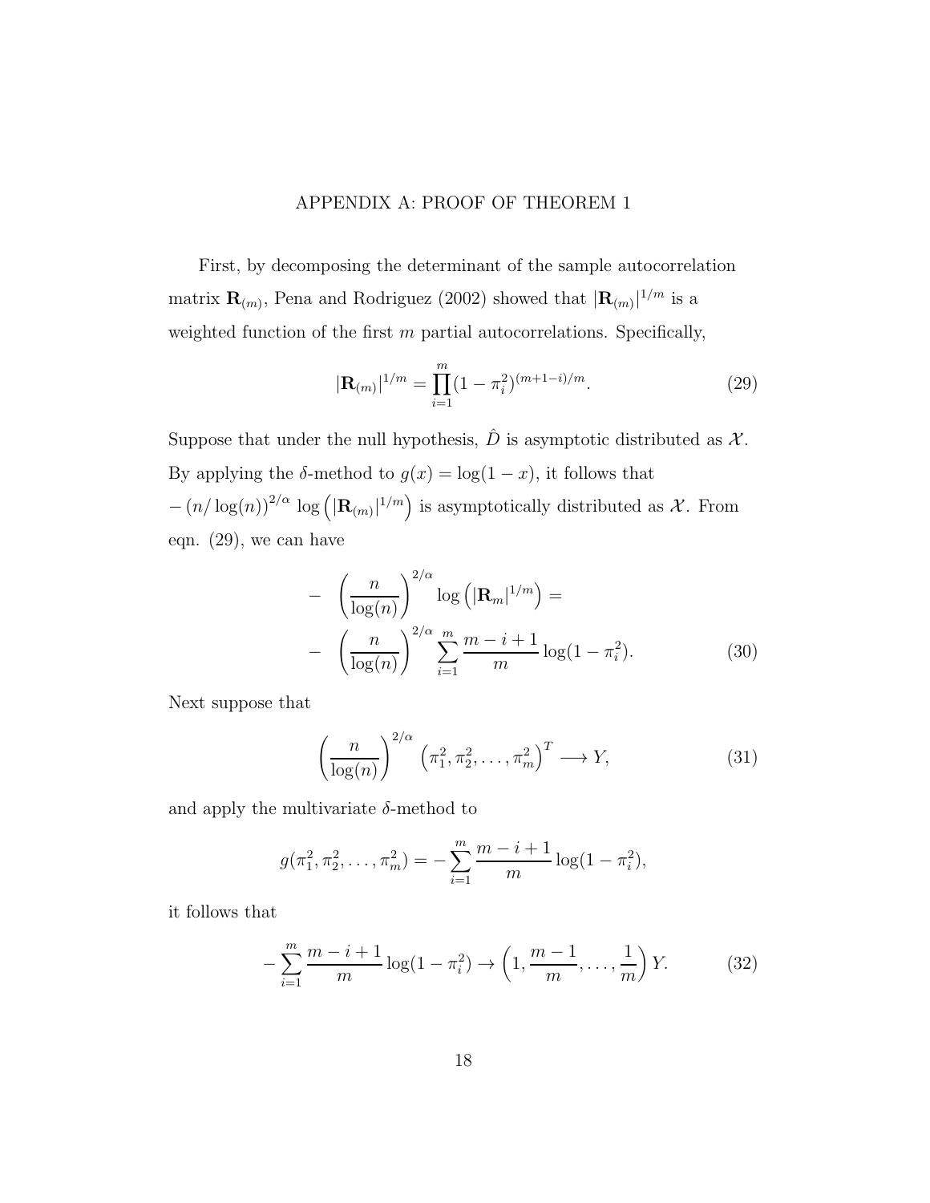## APPENDIX A: PROOF OF THEOREM 1

First, by decomposing the determinant of the sample autocorrelation matrix $\mathbf{R}_{(m)}$, Pena and Rodriguez (2002) showed that $|\mathbf{R}_{(m)}|^{1/m}$ is a weighted function of the first $m$ partial autocorrelations. Specifically,

$$|\mathbf{R}_{(m)}|^{1/m} = \prod_{i=1}^{m} (1 - \pi_i^2)^{(m+1-i)/m}. \tag{29}$$

Suppose that under the null hypothesis, $\hat{D}$ is asymptotic distributed as $\mathcal{X}$. By applying the $\delta$-method to $g(x) = \log(1-x)$, it follows that $-\left(n/\log(n)\right)^{2/\alpha} \log\left(|\mathbf{R}_{(m)}|^{1/m}\right)$ is asymptotically distributed as $\mathcal{X}$. From eqn. (29), we can have

$$\begin{aligned} - & \left(\frac{n}{\log(n)}\right)^{2/\alpha} \log\left(|\mathbf{R}_m|^{1/m}\right) = \\ - & \left(\frac{n}{\log(n)}\right)^{2/\alpha} \sum_{i=1}^{m} \frac{m-i+1}{m} \log(1-\pi_i^2). \end{aligned} \tag{30}$$

Next suppose that

$$\left(\frac{n}{\log(n)}\right)^{2/\alpha} \left(\pi_1^2, \pi_2^2, \ldots, \pi_m^2\right)^T \longrightarrow Y, \tag{31}$$

and apply the multivariate $\delta$-method to

$$g(\pi_1^2, \pi_2^2, \ldots, \pi_m^2) = -\sum_{i=1}^{m} \frac{m-i+1}{m} \log(1-\pi_i^2),$$

it follows that

$$-\sum_{i=1}^{m} \frac{m-i+1}{m} \log(1-\pi_i^2) \to \left(1, \frac{m-1}{m}, \ldots, \frac{1}{m}\right) Y. \tag{32}$$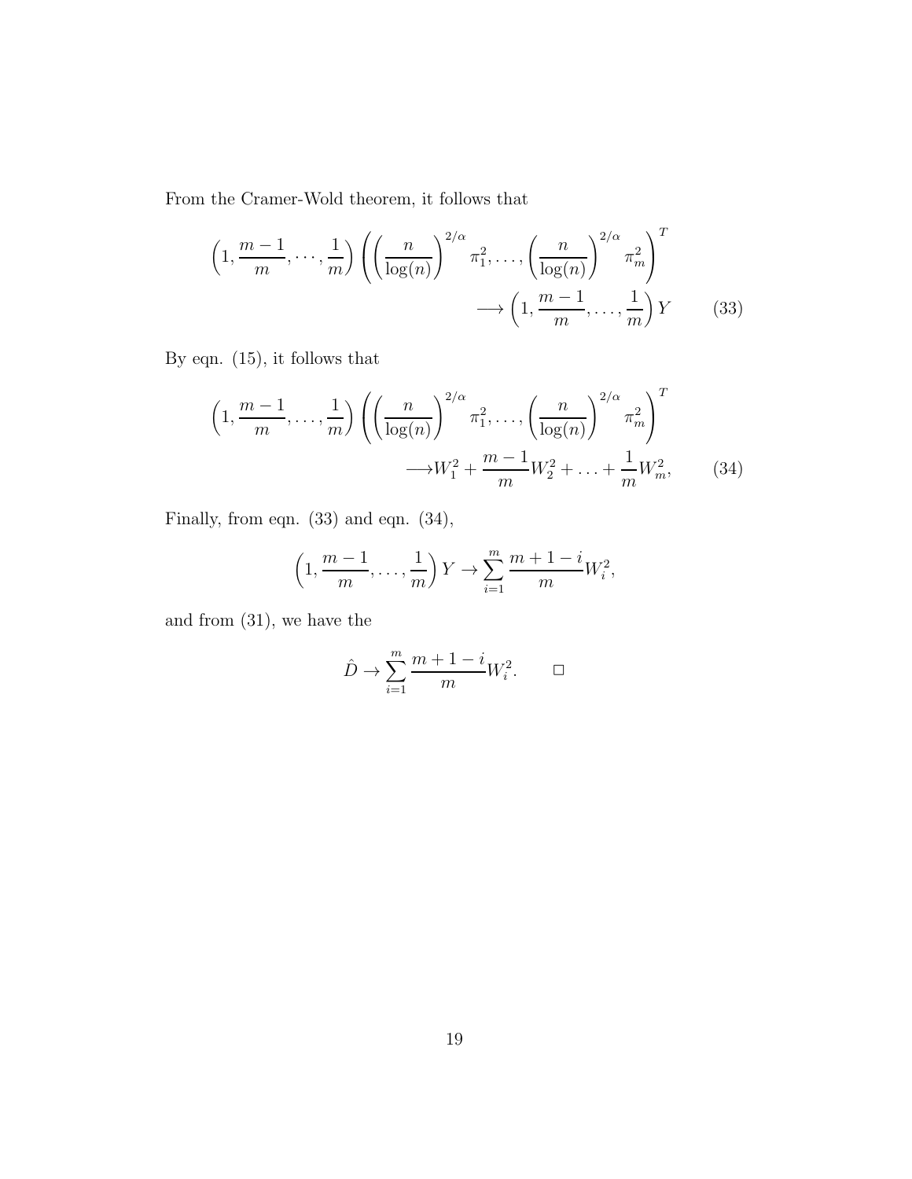From the Cramer-Wold theorem, it follows that

$$\left(1, \frac{m-1}{m}, \cdots, \frac{1}{m}\right) \left( \left(\frac{n}{\log(n)}\right)^{2/\alpha} \pi_1^2, \ldots, \left(\frac{n}{\log(n)}\right)^{2/\alpha} \pi_m^2 \right)^T \longrightarrow \left(1, \frac{m-1}{m}, \ldots, \frac{1}{m}\right) Y \qquad (33)$$

By eqn. (15), it follows that

$$\left(1, \frac{m-1}{m}, \ldots, \frac{1}{m}\right) \left( \left(\frac{n}{\log(n)}\right)^{2/\alpha} \pi_1^2, \ldots, \left(\frac{n}{\log(n)}\right)^{2/\alpha} \pi_m^2 \right)^T \longrightarrow W_1^2 + \frac{m-1}{m} W_2^2 + \ldots + \frac{1}{m} W_m^2, \qquad (34)$$

Finally, from eqn. (33) and eqn. (34),

$$\left(1, \frac{m-1}{m}, \ldots, \frac{1}{m}\right) Y \to \sum_{i=1}^{m} \frac{m+1-i}{m} W_i^2,$$

and from (31), we have the

$$\hat{D} \to \sum_{i=1}^{m} \frac{m+1-i}{m} W_i^2. \qquad \square$$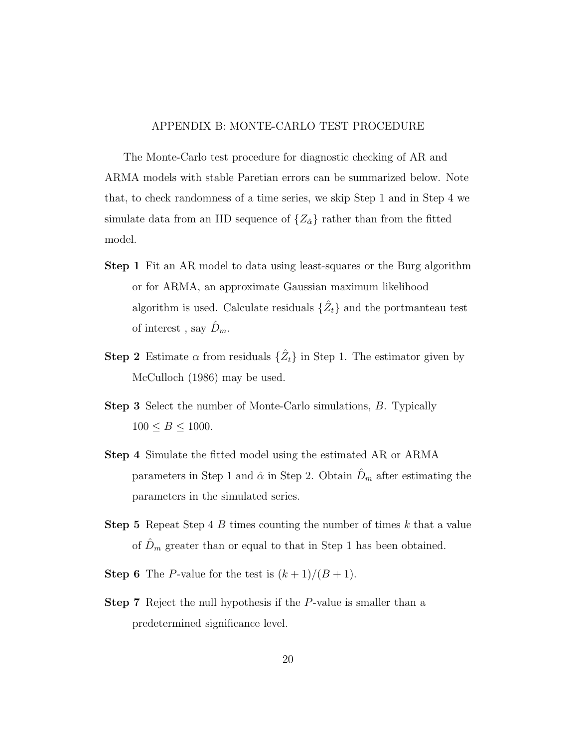## APPENDIX B: MONTE-CARLO TEST PROCEDURE

The Monte-Carlo test procedure for diagnostic checking of AR and ARMA models with stable Paretian errors can be summarized below. Note that, to check randomness of a time series, we skip Step 1 and in Step 4 we simulate data from an IID sequence of $\{Z_{\hat{\alpha}}\}$ rather than from the fitted model.

**Step 1** Fit an AR model to data using least-squares or the Burg algorithm or for ARMA, an approximate Gaussian maximum likelihood algorithm is used. Calculate residuals $\{\hat{Z}_t\}$ and the portmanteau test of interest , say $\hat{D}_m$.

**Step 2** Estimate $\alpha$ from residuals $\{\hat{Z}_t\}$ in Step 1. The estimator given by McCulloch (1986) may be used.

**Step 3** Select the number of Monte-Carlo simulations, $B$. Typically $100 \leq B \leq 1000$.

**Step 4** Simulate the fitted model using the estimated AR or ARMA parameters in Step 1 and $\hat{\alpha}$ in Step 2. Obtain $\hat{D}_m$ after estimating the parameters in the simulated series.

**Step 5** Repeat Step 4 $B$ times counting the number of times $k$ that a value of $\hat{D}_m$ greater than or equal to that in Step 1 has been obtained.

**Step 6** The $P$-value for the test is $(k+1)/(B+1)$.

**Step 7** Reject the null hypothesis if the $P$-value is smaller than a predetermined significance level.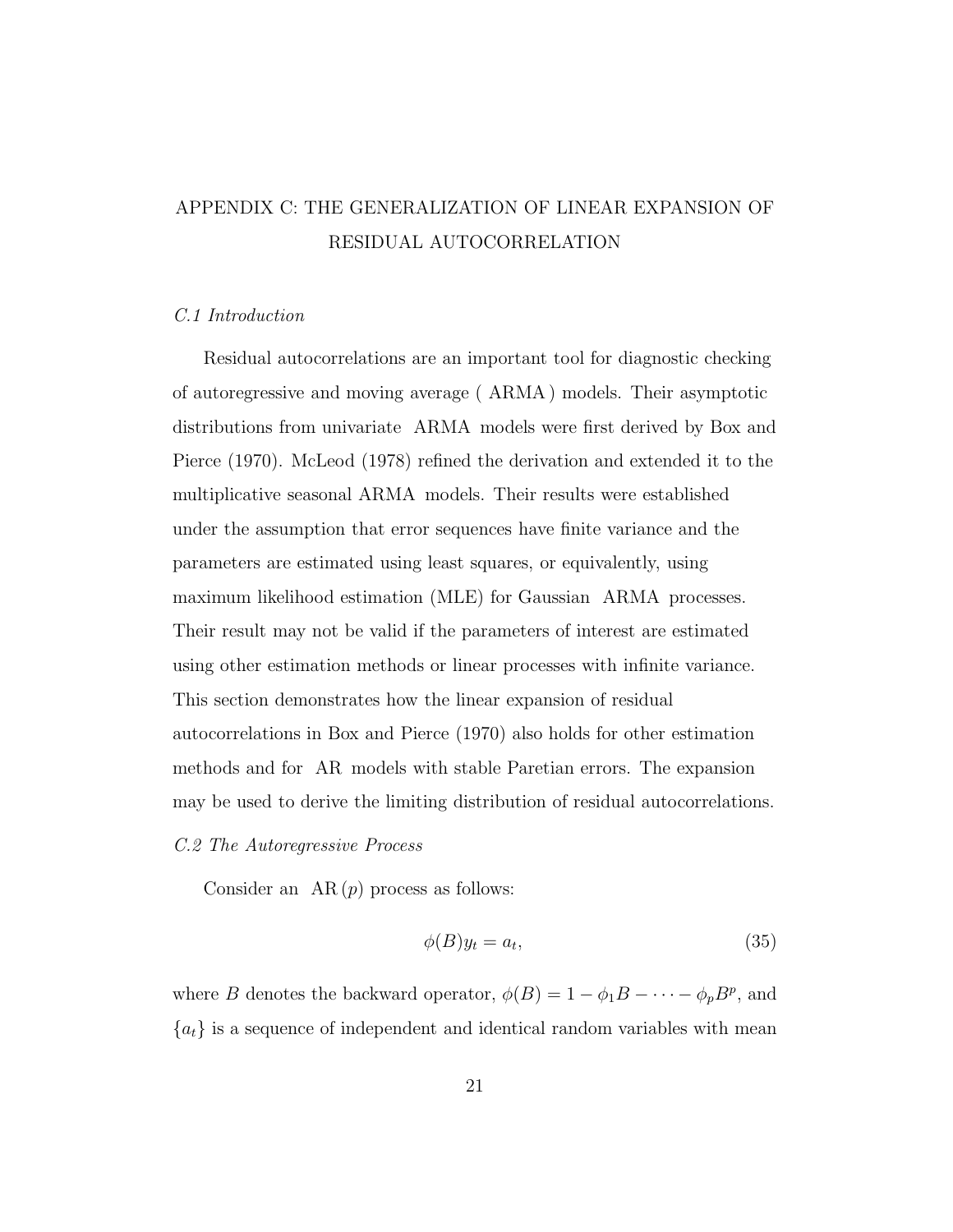# APPENDIX C: THE GENERALIZATION OF LINEAR EXPANSION OF RESIDUAL AUTOCORRELATION

## *C.1 Introduction*

Residual autocorrelations are an important tool for diagnostic checking of autoregressive and moving average ( ARMA ) models. Their asymptotic distributions from univariate ARMA models were first derived by Box and Pierce (1970). McLeod (1978) refined the derivation and extended it to the multiplicative seasonal ARMA models. Their results were established under the assumption that error sequences have finite variance and the parameters are estimated using least squares, or equivalently, using maximum likelihood estimation (MLE) for Gaussian ARMA processes. Their result may not be valid if the parameters of interest are estimated using other estimation methods or linear processes with infinite variance. This section demonstrates how the linear expansion of residual autocorrelations in Box and Pierce (1970) also holds for other estimation methods and for AR models with stable Paretian errors. The expansion may be used to derive the limiting distribution of residual autocorrelations.

## *C.2 The Autoregressive Process*

Consider an AR $(p)$ process as follows:

$$\phi(B)y_t = a_t, \tag{35}$$

where $B$ denotes the backward operator, $\phi(B) = 1 - \phi_1 B - \cdots - \phi_p B^p$, and $\{a_t\}$ is a sequence of independent and identical random variables with mean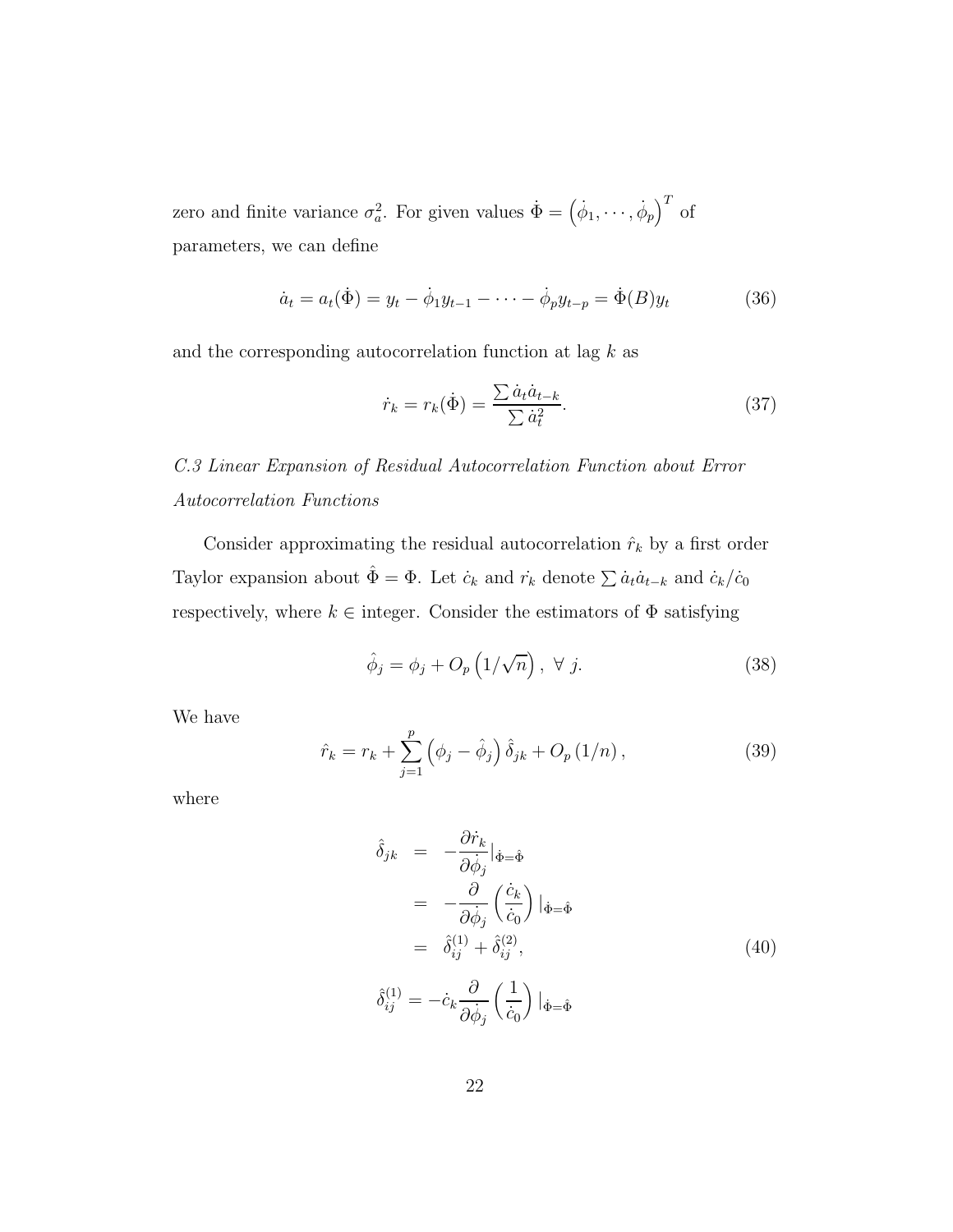zero and finite variance $\sigma_a^2$. For given values $\dot{\Phi} = \left(\dot{\phi}_1, \cdots, \dot{\phi}_p\right)^T$ of parameters, we can define

$$\dot{a}_t = a_t(\dot{\Phi}) = y_t - \dot{\phi}_1 y_{t-1} - \cdots - \dot{\phi}_p y_{t-p} = \dot{\Phi}(B) y_t \tag{36}$$

and the corresponding autocorrelation function at lag $k$ as

$$\dot{r}_k = r_k(\dot{\Phi}) = \frac{\sum \dot{a}_t \dot{a}_{t-k}}{\sum \dot{a}_t^2}. \tag{37}$$

*C.3 Linear Expansion of Residual Autocorrelation Function about Error Autocorrelation Functions*

Consider approximating the residual autocorrelation $\hat{r}_k$ by a first order Taylor expansion about $\hat{\Phi} = \Phi$. Let $\dot{c}_k$ and $\dot{r}_k$ denote $\sum \dot{a}_t \dot{a}_{t-k}$ and $\dot{c}_k/\dot{c}_0$ respectively, where $k \in$ integer. Consider the estimators of $\Phi$ satisfying

$$\hat{\phi}_j = \phi_j + O_p\left(1/\sqrt{n}\right), \ \forall \ j. \tag{38}$$

We have

$$\hat{r}_k = r_k + \sum_{j=1}^{p} \left(\phi_j - \hat{\phi}_j\right) \hat{\delta}_{jk} + O_p\left(1/n\right), \tag{39}$$

where

$$\begin{aligned}
\hat{\delta}_{jk} &= -\frac{\partial \dot{r}_k}{\partial \dot{\phi}_j}|_{\dot{\Phi}=\hat{\Phi}} \\
&= -\frac{\partial}{\partial \dot{\phi}_j}\left(\frac{\dot{c}_k}{\dot{c}_0}\right)|_{\dot{\Phi}=\hat{\Phi}} \\
&= \hat{\delta}_{ij}^{(1)} + \hat{\delta}_{ij}^{(2)},
\end{aligned} \tag{40}$$

$$\hat{\delta}_{ij}^{(1)} = -\dot{c}_k \frac{\partial}{\partial \dot{\phi}_j}\left(\frac{1}{\dot{c}_0}\right)|_{\dot{\Phi}=\hat{\Phi}}$$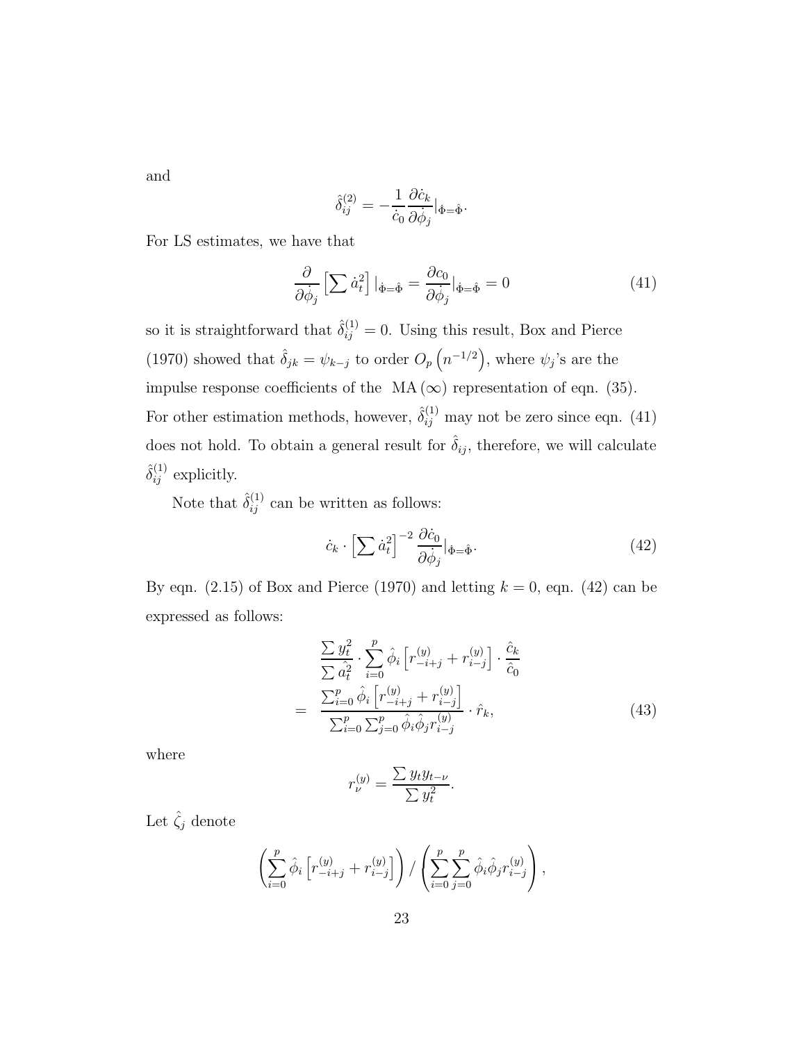and

$$\hat{\delta}_{ij}^{(2)} = -\frac{1}{\dot{c}_0}\frac{\partial \dot{c}_k}{\partial \dot{\phi}_j}|_{\dot{\Phi}=\hat{\Phi}}.$$

For LS estimates, we have that

$$\frac{\partial}{\partial \dot{\phi}_j}\left[\sum \dot{a}_t^2\right]|_{\dot{\Phi}=\hat{\Phi}} = \frac{\partial c_0}{\partial \dot{\phi}_j}|_{\dot{\Phi}=\hat{\Phi}} = 0 \tag{41}$$

so it is straightforward that $\hat{\delta}_{ij}^{(1)} = 0$. Using this result, Box and Pierce (1970) showed that $\hat{\delta}_{jk} = \psi_{k-j}$ to order $O_p\left(n^{-1/2}\right)$, where $\psi_j$'s are the impulse response coefficients of the $\mathrm{MA}(\infty)$ representation of eqn. (35). For other estimation methods, however, $\hat{\delta}_{ij}^{(1)}$ may not be zero since eqn. (41) does not hold. To obtain a general result for $\hat{\delta}_{ij}$, therefore, we will calculate $\hat{\delta}_{ij}^{(1)}$ explicitly.

Note that $\hat{\delta}_{ij}^{(1)}$ can be written as follows:

$$\dot{c}_k \cdot \left[\sum \dot{a}_t^2\right]^{-2}\frac{\partial \dot{c}_0}{\partial \dot{\phi}_j}|_{\dot{\Phi}=\hat{\Phi}}. \tag{42}$$

By eqn. (2.15) of Box and Pierce (1970) and letting $k=0$, eqn. (42) can be expressed as follows:

$$\begin{aligned} & \frac{\sum y_t^2}{\sum \hat{a}_t^2} \cdot \sum_{i=0}^{p} \hat{\phi}_i \left[r_{-i+j}^{(y)} + r_{i-j}^{(y)}\right] \cdot \frac{\hat{c}_k}{\hat{c}_0} \\ = \quad & \frac{\sum_{i=0}^{p} \hat{\phi}_i \left[r_{-i+j}^{(y)} + r_{i-j}^{(y)}\right]}{\sum_{i=0}^{p}\sum_{j=0}^{p} \hat{\phi}_i \hat{\phi}_j r_{i-j}^{(y)}} \cdot \hat{r}_k, \end{aligned} \tag{43}$$

where

$$r_{\nu}^{(y)} = \frac{\sum y_t y_{t-\nu}}{\sum y_t^2}.$$

Let $\hat{\zeta}_j$ denote

$$\left(\sum_{i=0}^{p} \hat{\phi}_i \left[r_{-i+j}^{(y)} + r_{i-j}^{(y)}\right]\right) / \left(\sum_{i=0}^{p}\sum_{j=0}^{p} \hat{\phi}_i \hat{\phi}_j r_{i-j}^{(y)}\right),$$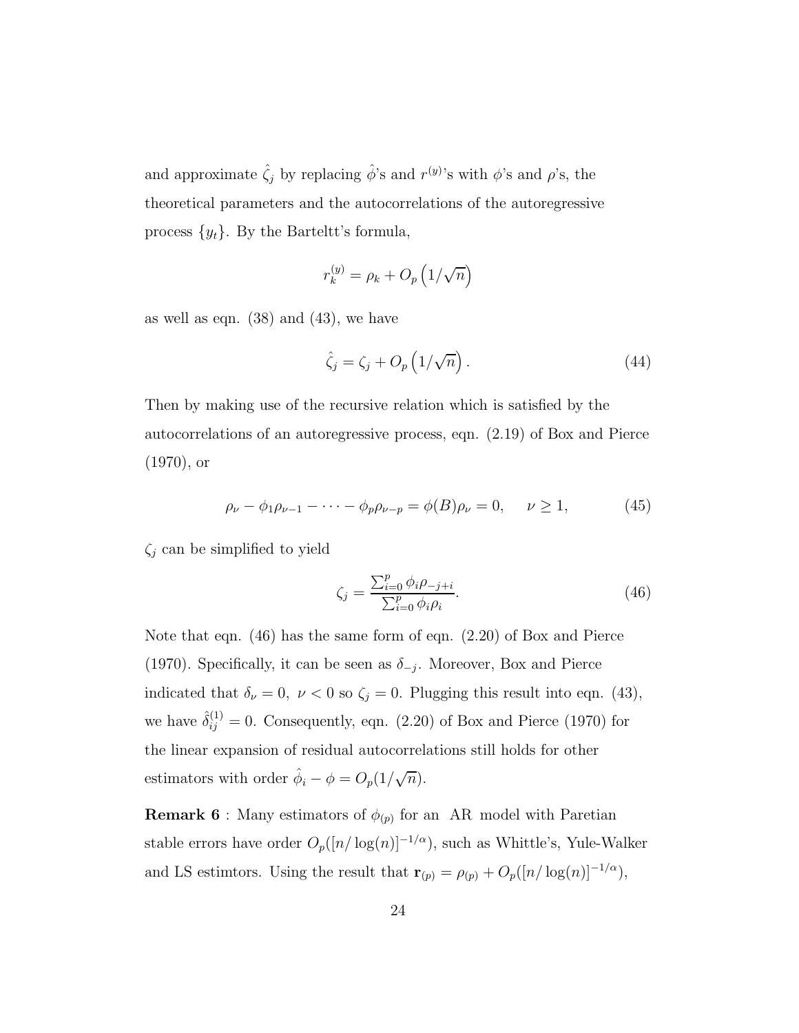and approximate $\hat{\zeta}_j$ by replacing $\hat{\phi}$'s and $r^{(y)}$'s with $\phi$'s and $\rho$'s, the theoretical parameters and the autocorrelations of the autoregressive process $\{y_t\}$. By the Barteltt's formula,

$$r_k^{(y)} = \rho_k + O_p\left(1/\sqrt{n}\right)$$

as well as eqn. (38) and (43), we have

$$\hat{\zeta}_j = \zeta_j + O_p\left(1/\sqrt{n}\right). \tag{44}$$

Then by making use of the recursive relation which is satisfied by the autocorrelations of an autoregressive process, eqn. (2.19) of Box and Pierce (1970), or

$$\rho_\nu - \phi_1\rho_{\nu-1} - \cdots - \phi_p\rho_{\nu-p} = \phi(B)\rho_\nu = 0, \quad \nu \geq 1, \tag{45}$$

$\zeta_j$ can be simplified to yield

$$\zeta_j = \frac{\sum_{i=0}^p \phi_i \rho_{-j+i}}{\sum_{i=0}^p \phi_i \rho_i}. \tag{46}$$

Note that eqn. (46) has the same form of eqn. (2.20) of Box and Pierce (1970). Specifically, it can be seen as $\delta_{-j}$. Moreover, Box and Pierce indicated that $\delta_\nu = 0,\ \nu < 0$ so $\zeta_j = 0$. Plugging this result into eqn. (43), we have $\hat{\delta}_{ij}^{(1)} = 0$. Consequently, eqn. (2.20) of Box and Pierce (1970) for the linear expansion of residual autocorrelations still holds for other estimators with order $\hat{\phi}_i - \phi = O_p(1/\sqrt{n})$.

**Remark 6** : Many estimators of $\phi_{(p)}$ for an AR model with Paretian stable errors have order $O_p([n/\log(n)]^{-1/\alpha})$, such as Whittle's, Yule-Walker and LS estimtors. Using the result that $\mathbf{r}_{(p)} = \rho_{(p)} + O_p([n/\log(n)]^{-1/\alpha})$,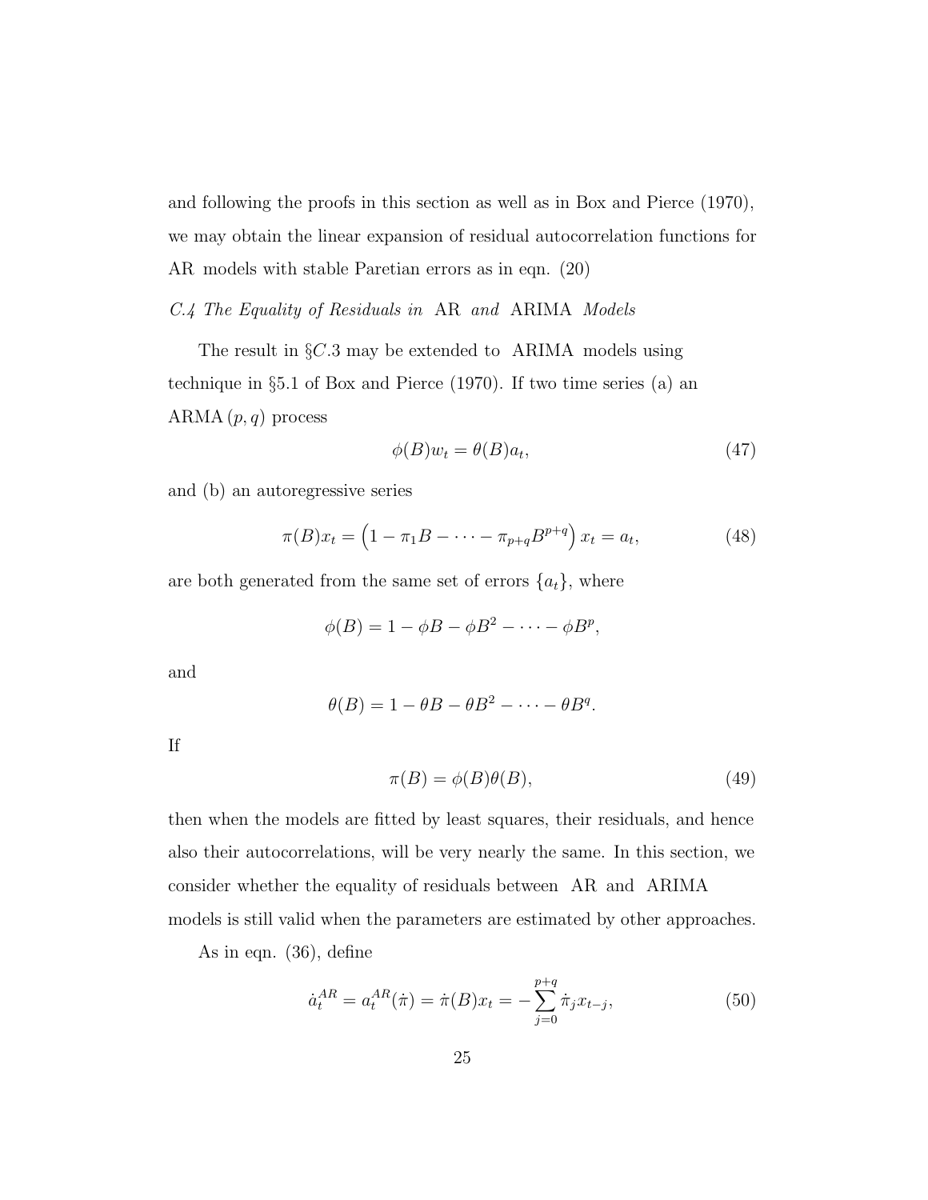and following the proofs in this section as well as in Box and Pierce (1970), we may obtain the linear expansion of residual autocorrelation functions for AR models with stable Paretian errors as in eqn. (20)

*C.4 The Equality of Residuals in* AR *and* ARIMA *Models*

The result in §$C.3$ may be extended to ARIMA models using technique in §5.1 of Box and Pierce (1970). If two time series (a) an ARMA$(p, q)$ process

$$\phi(B)w_t = \theta(B)a_t, \tag{47}$$

and (b) an autoregressive series

$$\pi(B)x_t = \left(1 - \pi_1 B - \cdots - \pi_{p+q}B^{p+q}\right)x_t = a_t, \tag{48}$$

are both generated from the same set of errors $\{a_t\}$, where

$$\phi(B) = 1 - \phi B - \phi B^2 - \cdots - \phi B^p,$$

and

$$\theta(B) = 1 - \theta B - \theta B^2 - \cdots - \theta B^q.$$

If

$$\pi(B) = \phi(B)\theta(B), \tag{49}$$

then when the models are fitted by least squares, their residuals, and hence also their autocorrelations, will be very nearly the same. In this section, we consider whether the equality of residuals between AR and ARIMA models is still valid when the parameters are estimated by other approaches.

As in eqn. (36), define

$$\dot{a}_t^{AR} = a_t^{AR}(\dot{\pi}) = \dot{\pi}(B)x_t = -\sum_{j=0}^{p+q} \dot{\pi}_j x_{t-j}, \tag{50}$$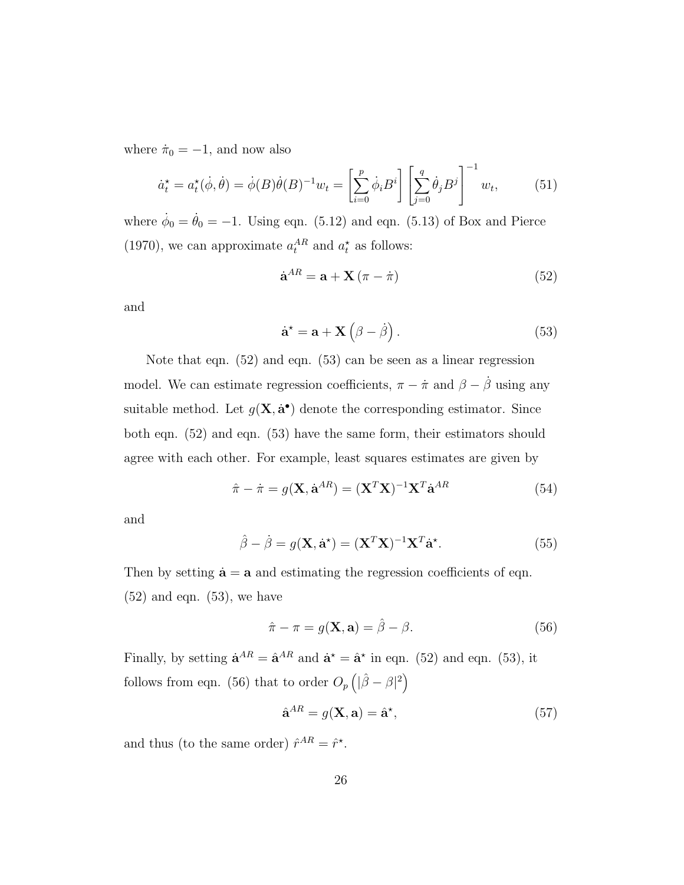where $\dot{\pi}_0 = -1$, and now also

$$\dot{a}_t^\star = a_t^\star(\dot{\phi}, \dot{\theta}) = \dot{\phi}(B)\dot{\theta}(B)^{-1}w_t = \left[\sum_{i=0}^{p} \dot{\phi}_i B^i\right] \left[\sum_{j=0}^{q} \dot{\theta}_j B^j\right]^{-1} w_t, \tag{51}$$

where $\dot{\phi}_0 = \dot{\theta}_0 = -1$. Using eqn. (5.12) and eqn. (5.13) of Box and Pierce (1970), we can approximate $a_t^{AR}$ and $a_t^\star$ as follows:

$$\dot{\mathbf{a}}^{AR} = \mathbf{a} + \mathbf{X}\left(\pi - \dot{\pi}\right) \tag{52}$$

and

$$\dot{\mathbf{a}}^\star = \mathbf{a} + \mathbf{X}\left(\beta - \dot{\beta}\right). \tag{53}$$

Note that eqn. (52) and eqn. (53) can be seen as a linear regression model. We can estimate regression coefficients, $\pi - \dot{\pi}$ and $\beta - \dot{\beta}$ using any suitable method. Let $g(\mathbf{X}, \dot{\mathbf{a}}^\bullet)$ denote the corresponding estimator. Since both eqn. (52) and eqn. (53) have the same form, their estimators should agree with each other. For example, least squares estimates are given by

$$\hat{\pi} - \dot{\pi} = g(\mathbf{X}, \dot{\mathbf{a}}^{AR}) = (\mathbf{X}^T\mathbf{X})^{-1}\mathbf{X}^T\dot{\mathbf{a}}^{AR} \tag{54}$$

and

$$\hat{\beta} - \dot{\beta} = g(\mathbf{X}, \dot{\mathbf{a}}^\star) = (\mathbf{X}^T\mathbf{X})^{-1}\mathbf{X}^T\dot{\mathbf{a}}^\star. \tag{55}$$

Then by setting $\dot{\mathbf{a}} = \mathbf{a}$ and estimating the regression coefficients of eqn. (52) and eqn. (53), we have

$$\hat{\pi} - \pi = g(\mathbf{X}, \mathbf{a}) = \hat{\beta} - \beta. \tag{56}$$

Finally, by setting $\dot{\mathbf{a}}^{AR} = \hat{\mathbf{a}}^{AR}$ and $\dot{\mathbf{a}}^\star = \hat{\mathbf{a}}^\star$ in eqn. (52) and eqn. (53), it follows from eqn. (56) that to order $O_p\left(|\hat{\beta} - \beta|^2\right)$

$$\hat{\mathbf{a}}^{AR} = g(\mathbf{X}, \mathbf{a}) = \hat{\mathbf{a}}^\star, \tag{57}$$

and thus (to the same order) $\hat{r}^{AR} = \hat{r}^\star$.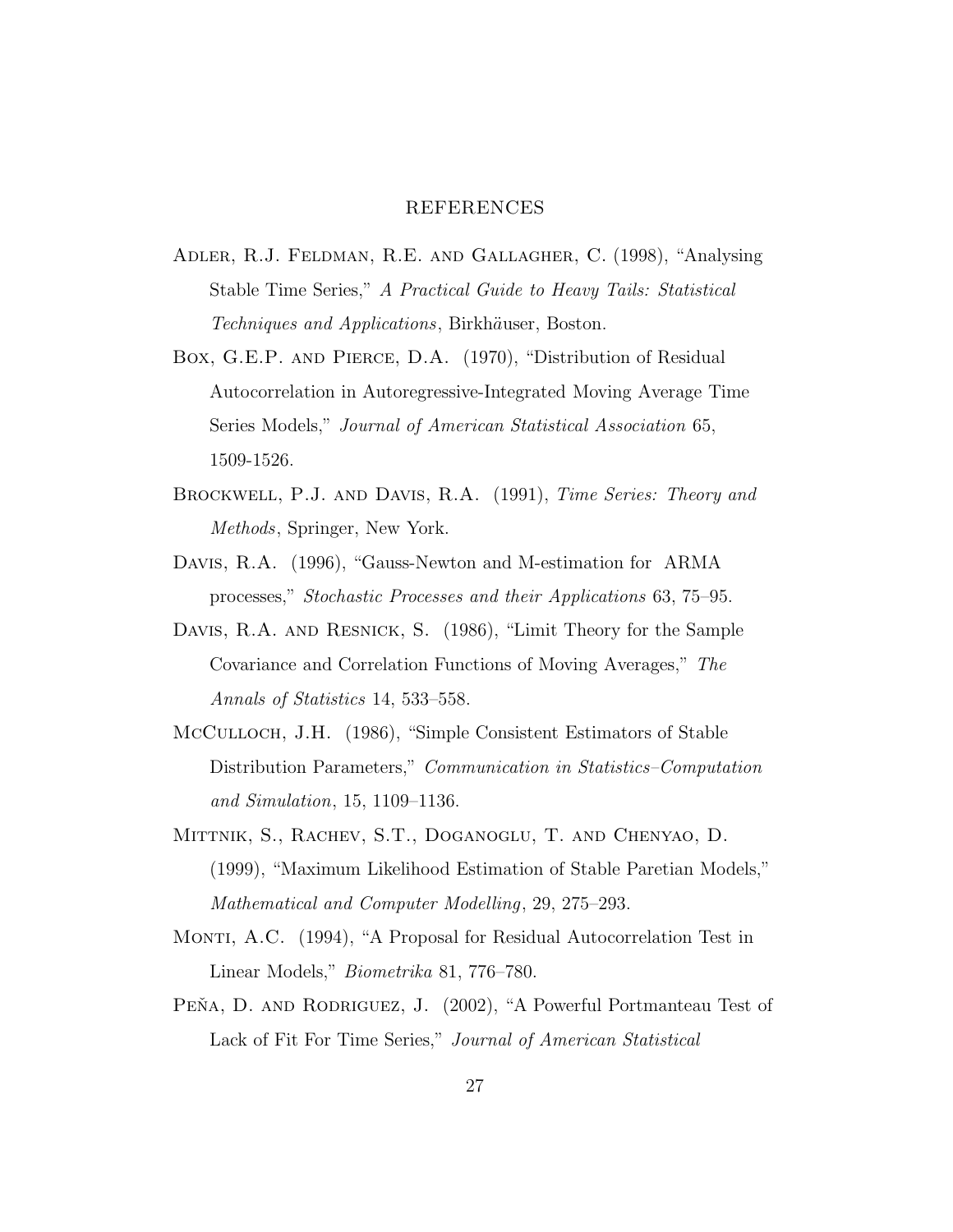## REFERENCES

Adler, R.J. Feldman, R.E. and Gallagher, C. (1998), "Analysing Stable Time Series," *A Practical Guide to Heavy Tails: Statistical Techniques and Applications*, Birkhäuser, Boston.

Box, G.E.P. and Pierce, D.A. (1970), "Distribution of Residual Autocorrelation in Autoregressive-Integrated Moving Average Time Series Models," *Journal of American Statistical Association* 65, 1509-1526.

Brockwell, P.J. and Davis, R.A. (1991), *Time Series: Theory and Methods*, Springer, New York.

Davis, R.A. (1996), "Gauss-Newton and M-estimation for ARMA processes," *Stochastic Processes and their Applications* 63, 75–95.

Davis, R.A. and Resnick, S. (1986), "Limit Theory for the Sample Covariance and Correlation Functions of Moving Averages," *The Annals of Statistics* 14, 533–558.

McCulloch, J.H. (1986), "Simple Consistent Estimators of Stable Distribution Parameters," *Communication in Statistics–Computation and Simulation*, 15, 1109–1136.

Mittnik, S., Rachev, S.T., Doganoglu, T. and Chenyao, D. (1999), "Maximum Likelihood Estimation of Stable Paretian Models," *Mathematical and Computer Modelling*, 29, 275–293.

Monti, A.C. (1994), "A Proposal for Residual Autocorrelation Test in Linear Models," *Biometrika* 81, 776–780.

Peña, D. and Rodriguez, J. (2002), "A Powerful Portmanteau Test of Lack of Fit For Time Series," *Journal of American Statistical*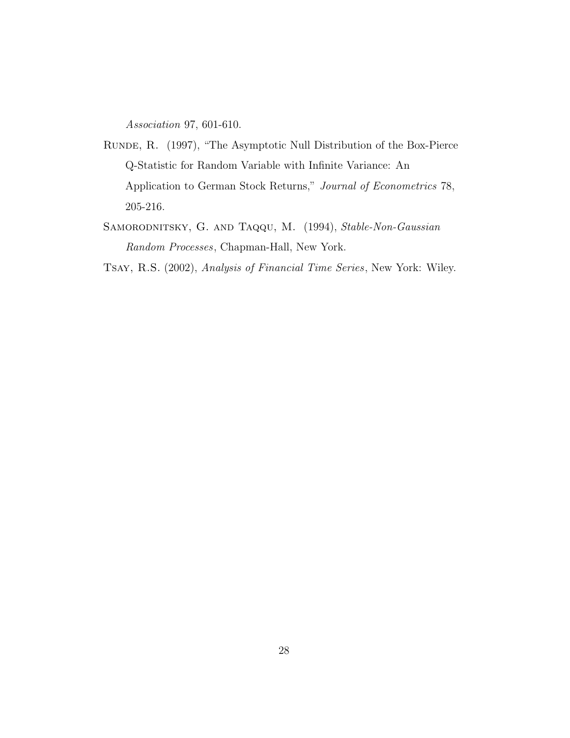*Association* 97, 601-610.

Runde, R. (1997), "The Asymptotic Null Distribution of the Box-Pierce Q-Statistic for Random Variable with Infinite Variance: An Application to German Stock Returns," *Journal of Econometrics* 78, 205-216.

Samorodnitsky, G. and Taqqu, M. (1994), *Stable-Non-Gaussian Random Processes*, Chapman-Hall, New York.

Tsay, R.S. (2002), *Analysis of Financial Time Series*, New York: Wiley.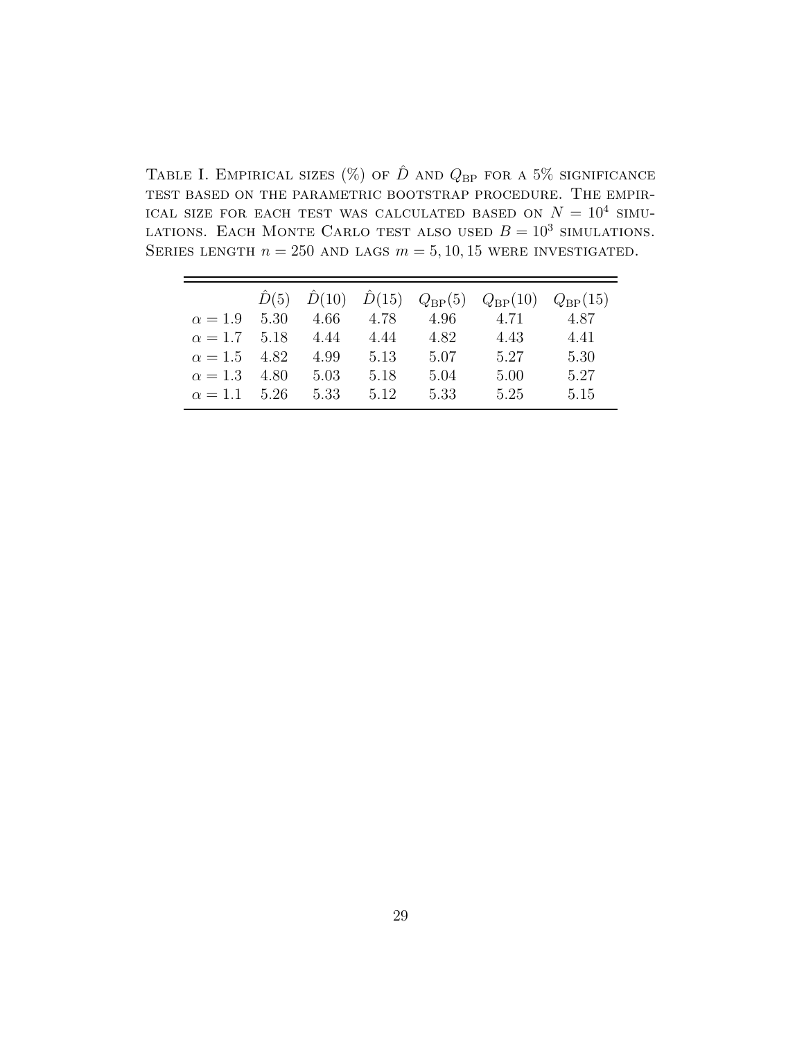TABLE I. EMPIRICAL SIZES (%) OF $\hat{D}$ AND $Q_{\mathrm{BP}}$ FOR A 5% SIGNIFICANCE TEST BASED ON THE PARAMETRIC BOOTSTRAP PROCEDURE. THE EMPIRICAL SIZE FOR EACH TEST WAS CALCULATED BASED ON $N = 10^4$ SIMULATIONS. EACH MONTE CARLO TEST ALSO USED $B = 10^3$ SIMULATIONS. SERIES LENGTH $n = 250$ AND LAGS $m = 5, 10, 15$ WERE INVESTIGATED.

| | $\hat{D}(5)$ | $\hat{D}(10)$ | $\hat{D}(15)$ | $Q_{\mathrm{BP}}(5)$ | $Q_{\mathrm{BP}}(10)$ | $Q_{\mathrm{BP}}(15)$ |
|---|---|---|---|---|---|---|
| $\alpha = 1.9$ | 5.30 | 4.66 | 4.78 | 4.96 | 4.71 | 4.87 |
| $\alpha = 1.7$ | 5.18 | 4.44 | 4.44 | 4.82 | 4.43 | 4.41 |
| $\alpha = 1.5$ | 4.82 | 4.99 | 5.13 | 5.07 | 5.27 | 5.30 |
| $\alpha = 1.3$ | 4.80 | 5.03 | 5.18 | 5.04 | 5.00 | 5.27 |
| $\alpha = 1.1$ | 5.26 | 5.33 | 5.12 | 5.33 | 5.25 | 5.15 |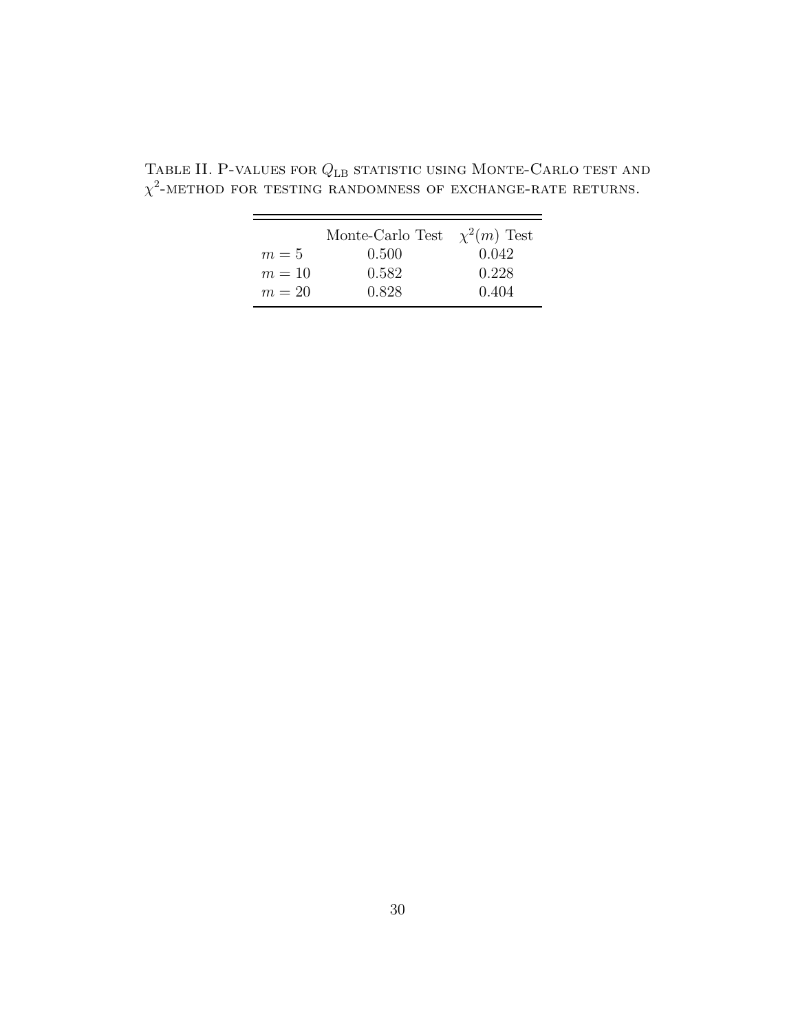Table II. P-values for $Q_{\mathrm{LB}}$ statistic using Monte-Carlo test and $\chi^2$-method for testing randomness of exchange-rate returns.

| | Monte-Carlo Test | $\chi^2(m)$ Test |
|---|---|---|
| $m = 5$ | 0.500 | 0.042 |
| $m = 10$ | 0.582 | 0.228 |
| $m = 20$ | 0.828 | 0.404 |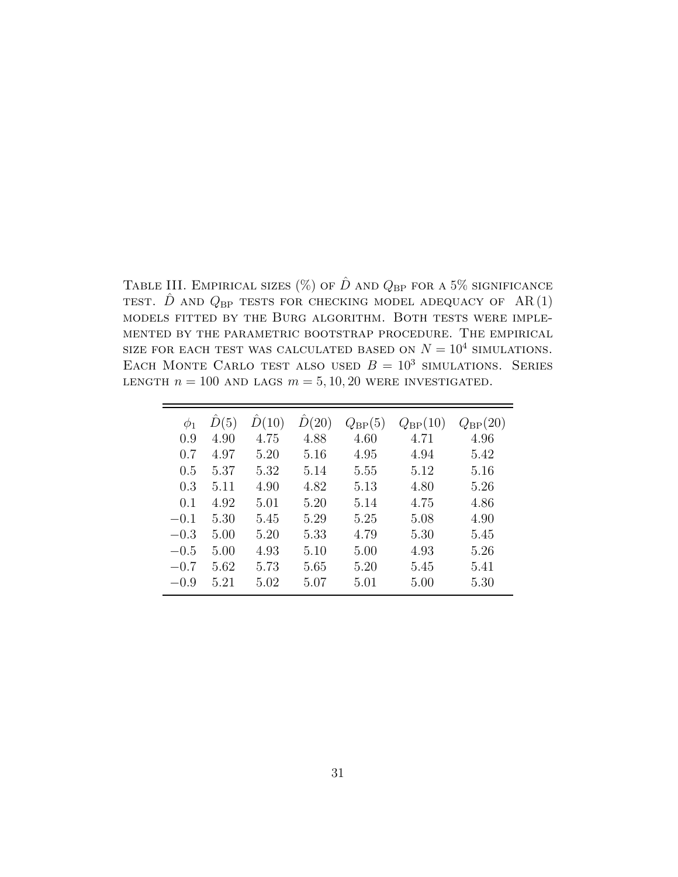Table III. Empirical sizes (%) of $\hat{D}$ and $Q_{\mathrm{BP}}$ for a 5% significance test. $\hat{D}$ and $Q_{\mathrm{BP}}$ tests for checking model adequacy of AR(1) models fitted by the Burg algorithm. Both tests were implemented by the parametric bootstrap procedure. The empirical size for each test was calculated based on $N = 10^4$ simulations. Each Monte Carlo test also used $B = 10^3$ simulations. Series length $n = 100$ and lags $m = 5, 10, 20$ were investigated.

| $\phi_1$ | $\hat{D}(5)$ | $\hat{D}(10)$ | $\hat{D}(20)$ | $Q_{\mathrm{BP}}(5)$ | $Q_{\mathrm{BP}}(10)$ | $Q_{\mathrm{BP}}(20)$ |
|---|---|---|---|---|---|---|
| 0.9 | 4.90 | 4.75 | 4.88 | 4.60 | 4.71 | 4.96 |
| 0.7 | 4.97 | 5.20 | 5.16 | 4.95 | 4.94 | 5.42 |
| 0.5 | 5.37 | 5.32 | 5.14 | 5.55 | 5.12 | 5.16 |
| 0.3 | 5.11 | 4.90 | 4.82 | 5.13 | 4.80 | 5.26 |
| 0.1 | 4.92 | 5.01 | 5.20 | 5.14 | 4.75 | 4.86 |
| −0.1 | 5.30 | 5.45 | 5.29 | 5.25 | 5.08 | 4.90 |
| −0.3 | 5.00 | 5.20 | 5.33 | 4.79 | 5.30 | 5.45 |
| −0.5 | 5.00 | 4.93 | 5.10 | 5.00 | 4.93 | 5.26 |
| −0.7 | 5.62 | 5.73 | 5.65 | 5.20 | 5.45 | 5.41 |
| −0.9 | 5.21 | 5.02 | 5.07 | 5.01 | 5.00 | 5.30 |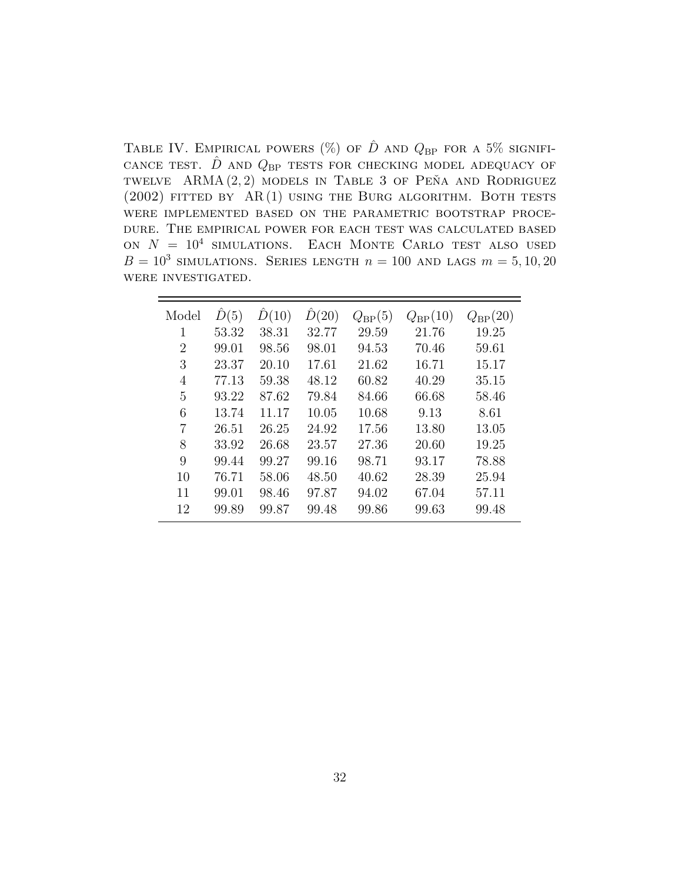TABLE IV. EMPIRICAL POWERS (%) OF $\hat{D}$ AND $Q_{\text{BP}}$ FOR A 5% SIGNIFICANCE TEST. $\hat{D}$ AND $Q_{\text{BP}}$ TESTS FOR CHECKING MODEL ADEQUACY OF TWELVE ARMA$(2,2)$ MODELS IN TABLE 3 OF PEÑA AND RODRIGUEZ (2002) FITTED BY AR$(1)$ USING THE BURG ALGORITHM. BOTH TESTS WERE IMPLEMENTED BASED ON THE PARAMETRIC BOOTSTRAP PROCEDURE. THE EMPIRICAL POWER FOR EACH TEST WAS CALCULATED BASED ON $N = 10^4$ SIMULATIONS. EACH MONTE CARLO TEST ALSO USED $B = 10^3$ SIMULATIONS. SERIES LENGTH $n = 100$ AND LAGS $m = 5, 10, 20$ WERE INVESTIGATED.

| Model | $\hat{D}(5)$ | $\hat{D}(10)$ | $\hat{D}(20)$ | $Q_{\text{BP}}(5)$ | $Q_{\text{BP}}(10)$ | $Q_{\text{BP}}(20)$ |
|---|---|---|---|---|---|---|
| 1 | 53.32 | 38.31 | 32.77 | 29.59 | 21.76 | 19.25 |
| 2 | 99.01 | 98.56 | 98.01 | 94.53 | 70.46 | 59.61 |
| 3 | 23.37 | 20.10 | 17.61 | 21.62 | 16.71 | 15.17 |
| 4 | 77.13 | 59.38 | 48.12 | 60.82 | 40.29 | 35.15 |
| 5 | 93.22 | 87.62 | 79.84 | 84.66 | 66.68 | 58.46 |
| 6 | 13.74 | 11.17 | 10.05 | 10.68 | 9.13 | 8.61 |
| 7 | 26.51 | 26.25 | 24.92 | 17.56 | 13.80 | 13.05 |
| 8 | 33.92 | 26.68 | 23.57 | 27.36 | 20.60 | 19.25 |
| 9 | 99.44 | 99.27 | 99.16 | 98.71 | 93.17 | 78.88 |
| 10 | 76.71 | 58.06 | 48.50 | 40.62 | 28.39 | 25.94 |
| 11 | 99.01 | 98.46 | 97.87 | 94.02 | 67.04 | 57.11 |
| 12 | 99.89 | 99.87 | 99.48 | 99.86 | 99.63 | 99.48 |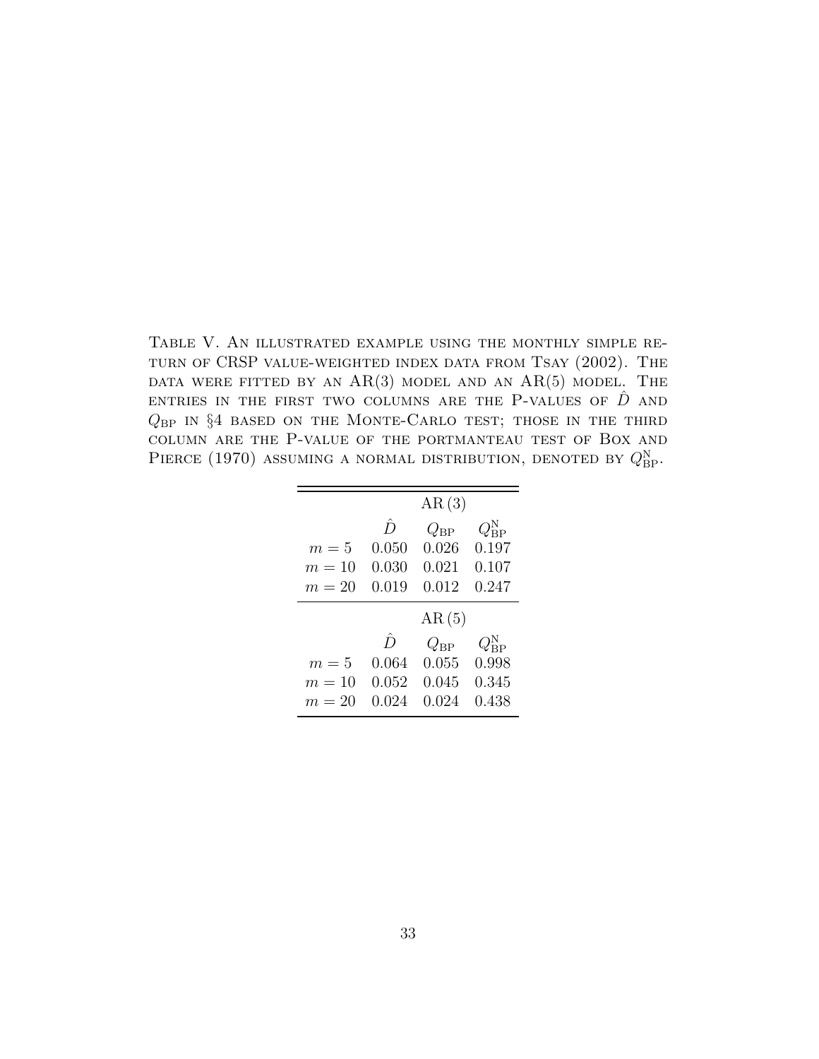Table V. An illustrated example using the monthly simple return of CRSP value-weighted index data from Tsay (2002). The data were fitted by an AR(3) model and an AR(5) model. The entries in the first two columns are the P-values of $\hat{D}$ and $Q_{\mathrm{BP}}$ in §4 based on the Monte-Carlo test; those in the third column are the P-value of the portmanteau test of Box and Pierce (1970) assuming a normal distribution, denoted by $Q_{\mathrm{BP}}^{\mathrm{N}}$.

| | AR (3) | | |
|---|---|---|---|
| | $\hat{D}$ | $Q_{\mathrm{BP}}$ | $Q_{\mathrm{BP}}^{\mathrm{N}}$ |
| $m = 5$ | 0.050 | 0.026 | 0.197 |
| $m = 10$ | 0.030 | 0.021 | 0.107 |
| $m = 20$ | 0.019 | 0.012 | 0.247 |
| | AR (5) | | |
| | $\hat{D}$ | $Q_{\mathrm{BP}}$ | $Q_{\mathrm{BP}}^{\mathrm{N}}$ |
| $m = 5$ | 0.064 | 0.055 | 0.998 |
| $m = 10$ | 0.052 | 0.045 | 0.345 |
| $m = 20$ | 0.024 | 0.024 | 0.438 |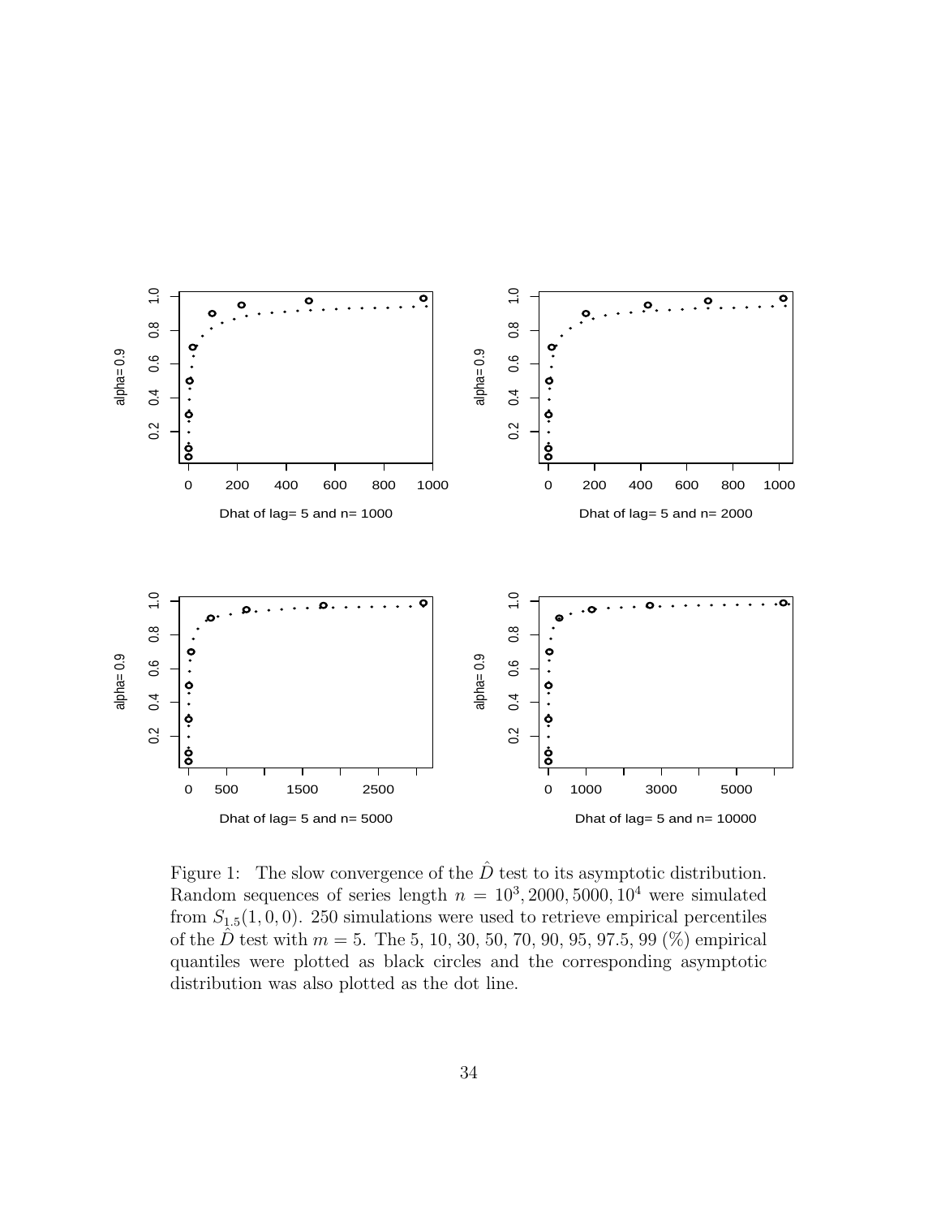Figure 1: The slow convergence of the $\hat{D}$ test to its asymptotic distribution. Random sequences of series length $n = 10^3, 2000, 5000, 10^4$ were simulated from $S_{1.5}(1, 0, 0)$. 250 simulations were used to retrieve empirical percentiles of the $\hat{D}$ test with $m = 5$. The 5, 10, 30, 50, 70, 90, 95, 97.5, 99 (%) empirical quantiles were plotted as black circles and the corresponding asymptotic distribution was also plotted as the dot line.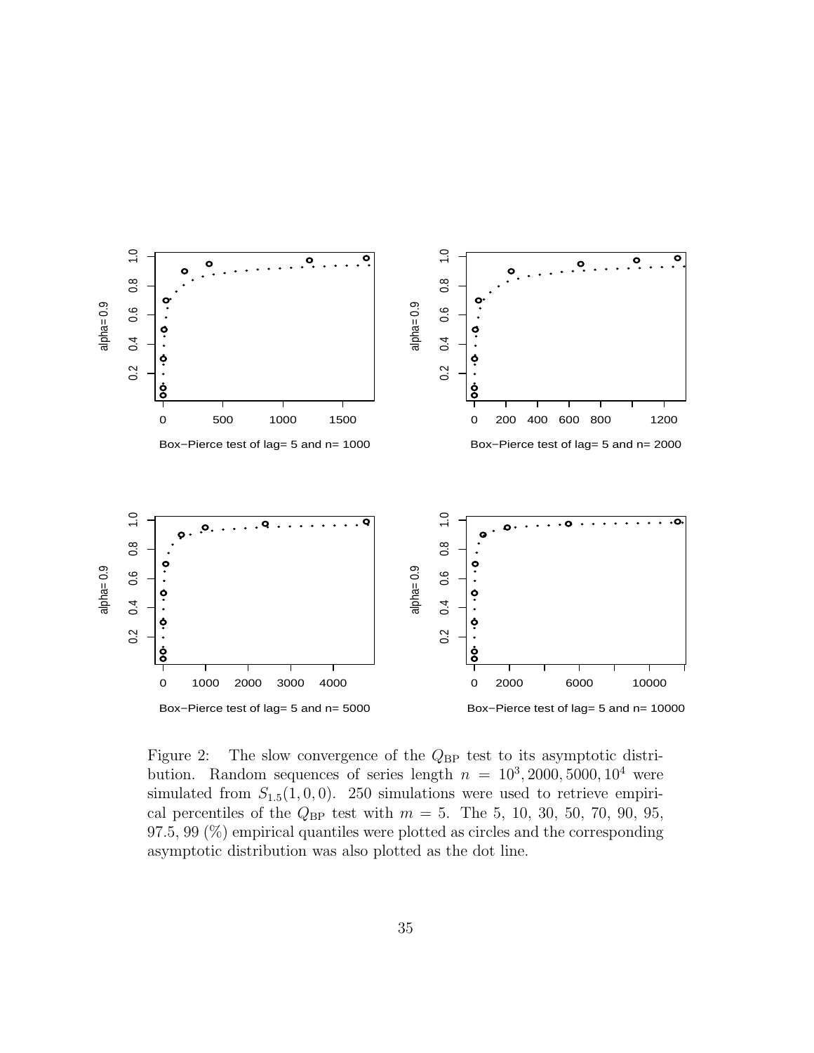Figure 2: The slow convergence of the $Q_{\text{BP}}$ test to its asymptotic distribution. Random sequences of series length $n = 10^3, 2000, 5000, 10^4$ were simulated from $S_{1.5}(1, 0, 0)$. 250 simulations were used to retrieve empirical percentiles of the $Q_{\text{BP}}$ test with $m = 5$. The 5, 10, 30, 50, 70, 90, 95, 97.5, 99 (%) empirical quantiles were plotted as circles and the corresponding asymptotic distribution was also plotted as the dot line.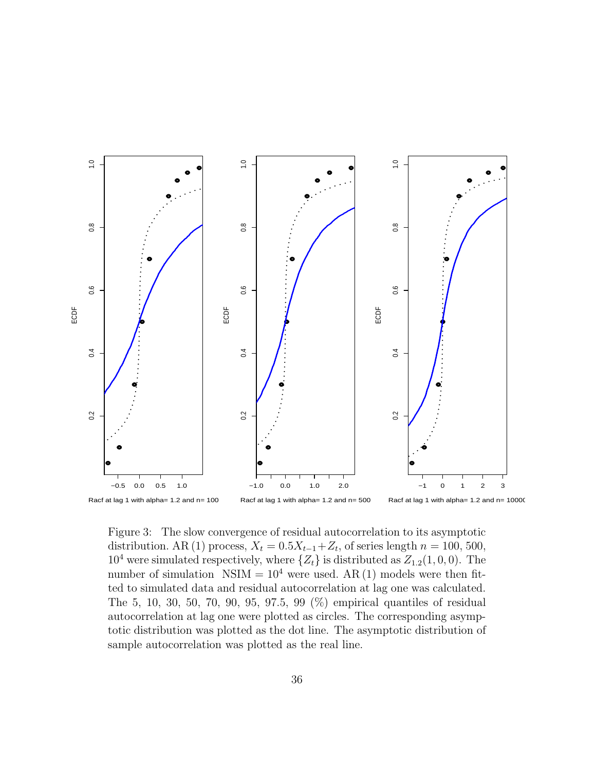ECDF

1.0
0.8
0.6
0.4
0.2

−0.5 0.0 0.5 1.0

Racf at lag 1 with alpha= 1.2 and n= 100

ECDF

1.0
0.8
0.6
0.4
0.2

−1.0 0.0 1.0 2.0

Racf at lag 1 with alpha= 1.2 and n= 500

ECDF

1.0
0.8
0.6
0.4
0.2

−1 0 1 2 3

Racf at lag 1 with alpha= 1.2 and n= 10000

Figure 3: The slow convergence of residual autocorrelation to its asymptotic distribution. AR (1) process, $X_t = 0.5X_{t-1}+Z_t$, of series length $n = 100$, 500, $10^4$ were simulated respectively, where $\{Z_t\}$ is distributed as $Z_{1.2}(1, 0, 0)$. The number of simulation NSIM $= 10^4$ were used. AR (1) models were then fitted to simulated data and residual autocorrelation at lag one was calculated. The 5, 10, 30, 50, 70, 90, 95, 97.5, 99 (%) empirical quantiles of residual autocorrelation at lag one were plotted as circles. The corresponding asymptotic distribution was plotted as the dot line. The asymptotic distribution of sample autocorrelation was plotted as the real line.